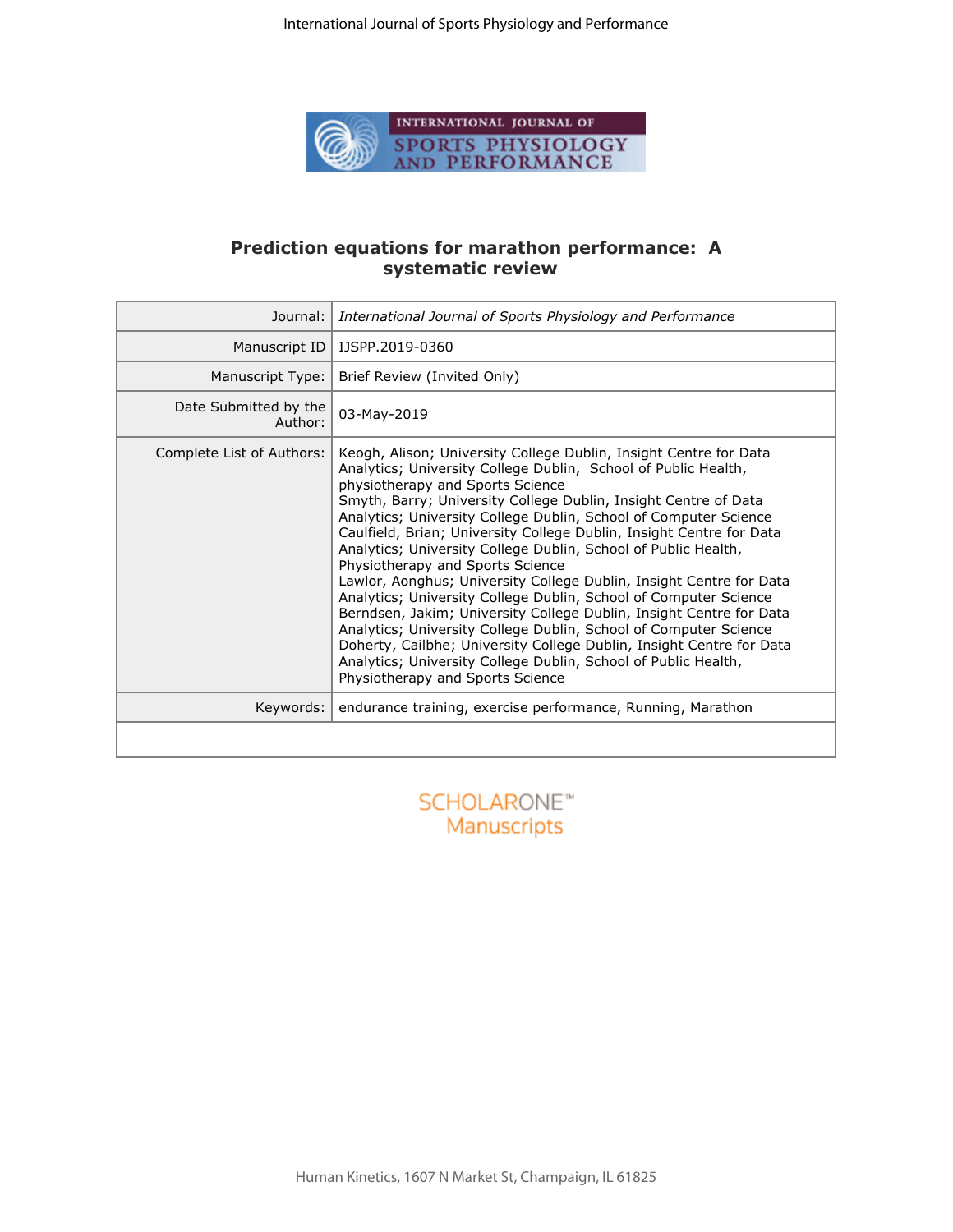# Prediction equations for marathon performance: A systematic review

| | |
|---|---|
| Journal: | *International Journal of Sports Physiology and Performance* |
| Manuscript ID | IJSPP.2019-0360 |
| Manuscript Type: | Brief Review (Invited Only) |
| Date Submitted by the Author: | 03-May-2019 |
| Complete List of Authors: | Keogh, Alison; University College Dublin, Insight Centre for Data Analytics; University College Dublin, School of Public Health, physiotherapy and Sports Science<br>Smyth, Barry; University College Dublin, Insight Centre of Data Analytics; University College Dublin, School of Computer Science<br>Caulfield, Brian; University College Dublin, Insight Centre for Data Analytics; University College Dublin, School of Public Health, Physiotherapy and Sports Science<br>Lawlor, Aonghus; University College Dublin, Insight Centre for Data Analytics; University College Dublin, School of Computer Science<br>Berndsen, Jakim; University College Dublin, Insight Centre for Data Analytics; University College Dublin, School of Computer Science<br>Doherty, Cailbhe; University College Dublin, Insight Centre for Data Analytics; University College Dublin, School of Public Health, Physiotherapy and Sports Science |
| Keywords: | endurance training, exercise performance, Running, Marathon |

SCHOLARONE™ Manuscripts

Human Kinetics, 1607 N Market St, Champaign, IL 61825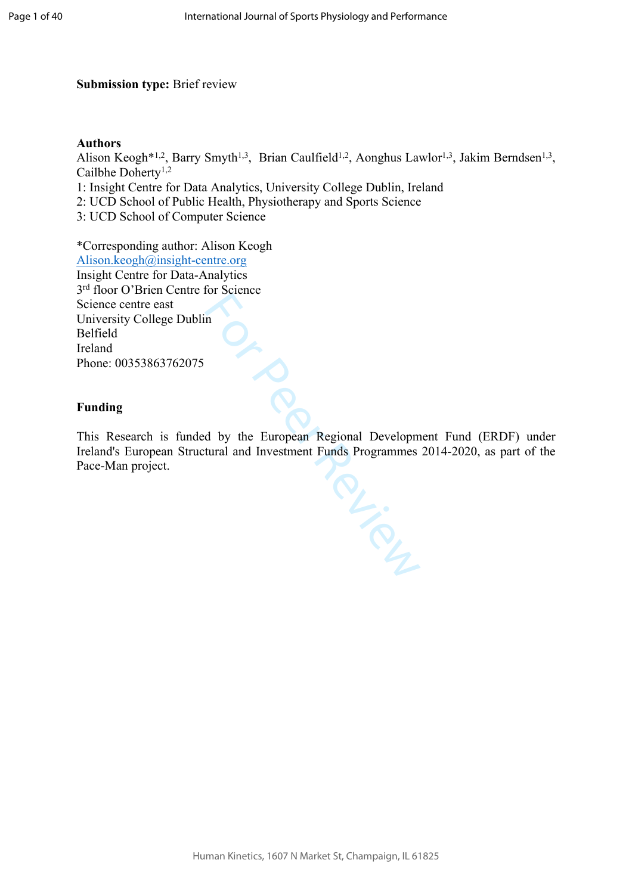**Submission type:** Brief review

**Authors**

Alison Keogh*[1,2], Barry Smyth[1,3], Brian Caulfield[1,2], Aonghus Lawlor[1,3], Jakim Berndsen[1,3], Cailbhe Doherty[1,2]

1: Insight Centre for Data Analytics, University College Dublin, Ireland
2: UCD School of Public Health, Physiotherapy and Sports Science
3: UCD School of Computer Science

*Corresponding author: Alison Keogh
Alison.keogh@insight-centre.org
Insight Centre for Data-Analytics
3rd floor O'Brien Centre for Science
Science centre east
University College Dublin
Belfield
Ireland
Phone: 00353863762075

**Funding**

This Research is funded by the European Regional Development Fund (ERDF) under Ireland's European Structural and Investment Funds Programmes 2014-2020, as part of the Pace-Man project.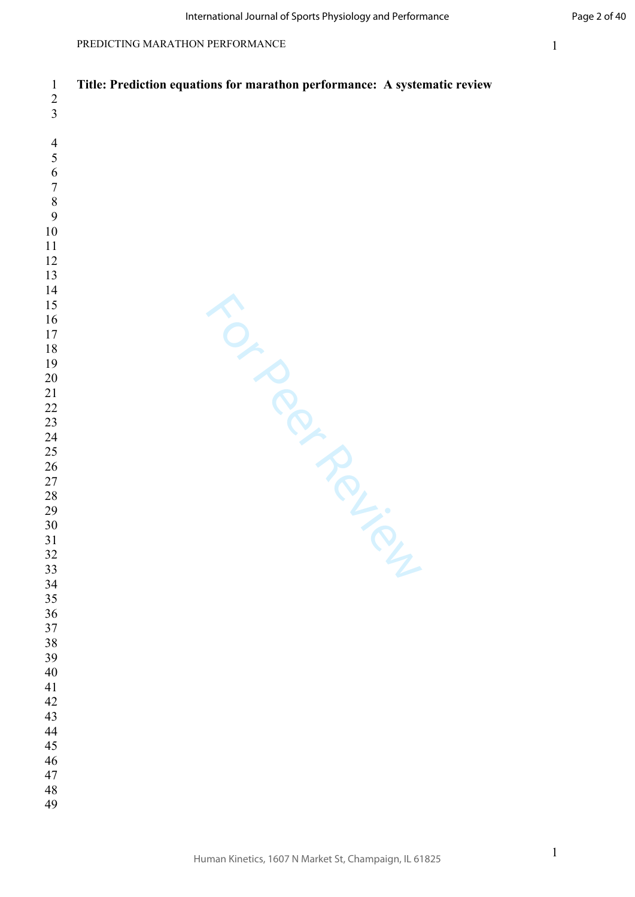**Title: Prediction equations for marathon performance: A systematic review**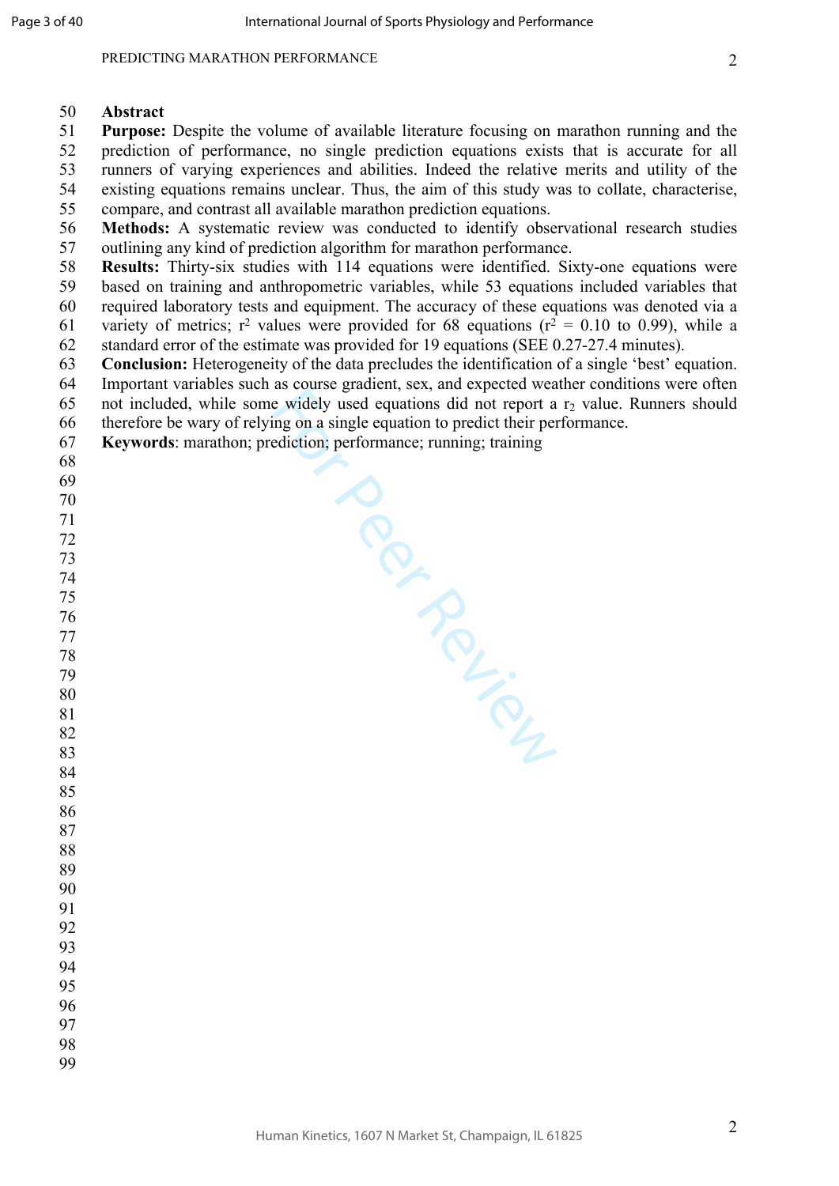**Abstract**

**Purpose:** Despite the volume of available literature focusing on marathon running and the prediction of performance, no single prediction equations exists that is accurate for all runners of varying experiences and abilities. Indeed the relative merits and utility of the existing equations remains unclear. Thus, the aim of this study was to collate, characterise, compare, and contrast all available marathon prediction equations.

**Methods:** A systematic review was conducted to identify observational research studies outlining any kind of prediction algorithm for marathon performance.

**Results:** Thirty-six studies with 114 equations were identified. Sixty-one equations were based on training and anthropometric variables, while 53 equations included variables that required laboratory tests and equipment. The accuracy of these equations was denoted via a variety of metrics; $r^2$ values were provided for 68 equations ($r^2$ = 0.10 to 0.99), while a standard error of the estimate was provided for 19 equations (SEE 0.27-27.4 minutes).

**Conclusion:** Heterogeneity of the data precludes the identification of a single 'best' equation. Important variables such as course gradient, sex, and expected weather conditions were often not included, while some widely used equations did not report a $r_2$ value. Runners should therefore be wary of relying on a single equation to predict their performance.

**Keywords**: marathon; prediction; performance; running; training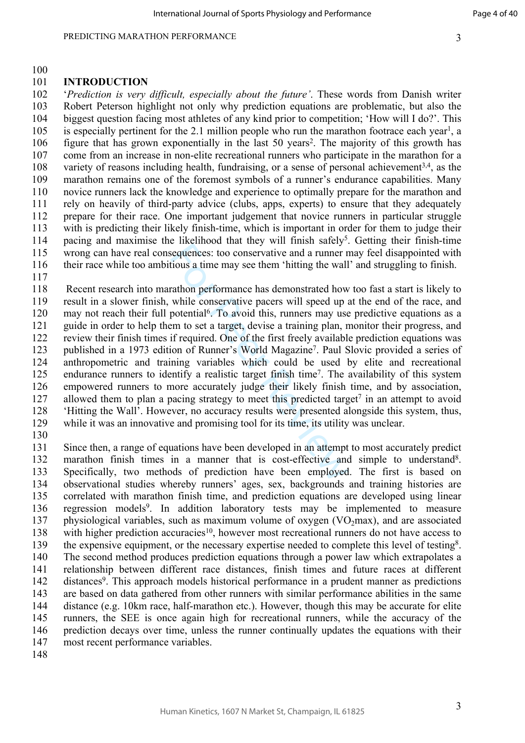## INTRODUCTION

'*Prediction is very difficult, especially about the future'*. These words from Danish writer Robert Peterson highlight not only why prediction equations are problematic, but also the biggest question facing most athletes of any kind prior to competition; 'How will I do?'. This is especially pertinent for the 2.1 million people who run the marathon footrace each year[1], a figure that has grown exponentially in the last 50 years[2]. The majority of this growth has come from an increase in non-elite recreational runners who participate in the marathon for a variety of reasons including health, fundraising, or a sense of personal achievement[3,4], as the marathon remains one of the foremost symbols of a runner's endurance capabilities. Many novice runners lack the knowledge and experience to optimally prepare for the marathon and rely on heavily of third-party advice (clubs, apps, experts) to ensure that they adequately prepare for their race. One important judgement that novice runners in particular struggle with is predicting their likely finish-time, which is important in order for them to judge their pacing and maximise the likelihood that they will finish safely[5]. Getting their finish-time wrong can have real consequences: too conservative and a runner may feel disappointed with their race while too ambitious a time may see them 'hitting the wall' and struggling to finish.

Recent research into marathon performance has demonstrated how too fast a start is likely to result in a slower finish, while conservative pacers will speed up at the end of the race, and may not reach their full potential[6]. To avoid this, runners may use predictive equations as a guide in order to help them to set a target, devise a training plan, monitor their progress, and review their finish times if required. One of the first freely available prediction equations was published in a 1973 edition of Runner's World Magazine[7]. Paul Slovic provided a series of anthropometric and training variables which could be used by elite and recreational endurance runners to identify a realistic target finish time[7]. The availability of this system empowered runners to more accurately judge their likely finish time, and by association, allowed them to plan a pacing strategy to meet this predicted target[7] in an attempt to avoid 'Hitting the Wall'. However, no accuracy results were presented alongside this system, thus, while it was an innovative and promising tool for its time, its utility was unclear.

Since then, a range of equations have been developed in an attempt to most accurately predict marathon finish times in a manner that is cost-effective and simple to understand[8]. Specifically, two methods of prediction have been employed. The first is based on observational studies whereby runners' ages, sex, backgrounds and training histories are correlated with marathon finish time, and prediction equations are developed using linear regression models[9]. In addition laboratory tests may be implemented to measure physiological variables, such as maximum volume of oxygen ($VO_2$max), and are associated with higher prediction accuracies[10], however most recreational runners do not have access to the expensive equipment, or the necessary expertise needed to complete this level of testing[8]. The second method produces prediction equations through a power law which extrapolates a relationship between different race distances, finish times and future races at different distances[9]. This approach models historical performance in a prudent manner as predictions are based on data gathered from other runners with similar performance abilities in the same distance (e.g. 10km race, half-marathon etc.). However, though this may be accurate for elite runners, the SEE is once again high for recreational runners, while the accuracy of the prediction decays over time, unless the runner continually updates the equations with their most recent performance variables.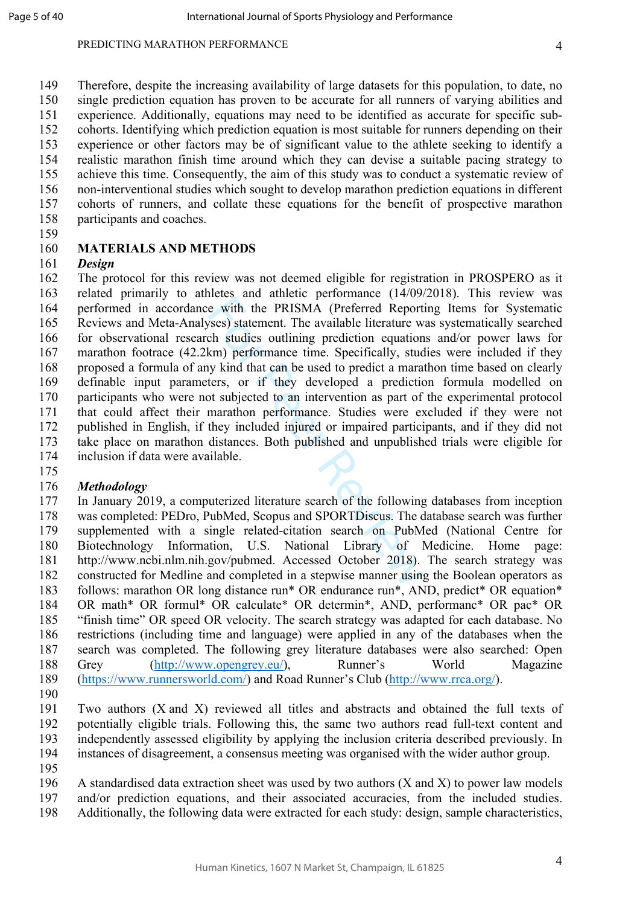Therefore, despite the increasing availability of large datasets for this population, to date, no single prediction equation has proven to be accurate for all runners of varying abilities and experience. Additionally, equations may need to be identified as accurate for specific sub-cohorts. Identifying which prediction equation is most suitable for runners depending on their experience or other factors may be of significant value to the athlete seeking to identify a realistic marathon finish time around which they can devise a suitable pacing strategy to achieve this time. Consequently, the aim of this study was to conduct a systematic review of non-interventional studies which sought to develop marathon prediction equations in different cohorts of runners, and collate these equations for the benefit of prospective marathon participants and coaches.

## MATERIALS AND METHODS

### *Design*

The protocol for this review was not deemed eligible for registration in PROSPERO as it related primarily to athletes and athletic performance (14/09/2018). This review was performed in accordance with the PRISMA (Preferred Reporting Items for Systematic Reviews and Meta-Analyses) statement. The available literature was systematically searched for observational research studies outlining prediction equations and/or power laws for marathon footrace (42.2km) performance time. Specifically, studies were included if they proposed a formula of any kind that can be used to predict a marathon time based on clearly definable input parameters, or if they developed a prediction formula modelled on participants who were not subjected to an intervention as part of the experimental protocol that could affect their marathon performance. Studies were excluded if they were not published in English, if they included injured or impaired participants, and if they did not take place on marathon distances. Both published and unpublished trials were eligible for inclusion if data were available.

### *Methodology*

In January 2019, a computerized literature search of the following databases from inception was completed: PEDro, PubMed, Scopus and SPORTDiscus. The database search was further supplemented with a single related-citation search on PubMed (National Centre for Biotechnology Information, U.S. National Library of Medicine. Home page: http://www.ncbi.nlm.nih.gov/pubmed. Accessed October 2018). The search strategy was constructed for Medline and completed in a stepwise manner using the Boolean operators as follows: marathon OR long distance run* OR endurance run*, AND, predict* OR equation* OR math* OR formul* OR calculate* OR determin*, AND, performanc* OR pac* OR "finish time" OR speed OR velocity. The search strategy was adapted for each database. No restrictions (including time and language) were applied in any of the databases when the search was completed. The following grey literature databases were also searched: Open Grey (http://www.opengrey.eu/), Runner's World Magazine (https://www.runnersworld.com/) and Road Runner's Club (http://www.rrca.org/).

Two authors (X and X) reviewed all titles and abstracts and obtained the full texts of potentially eligible trials. Following this, the same two authors read full-text content and independently assessed eligibility by applying the inclusion criteria described previously. In instances of disagreement, a consensus meeting was organised with the wider author group.

A standardised data extraction sheet was used by two authors (X and X) to power law models and/or prediction equations, and their associated accuracies, from the included studies. Additionally, the following data were extracted for each study: design, sample characteristics,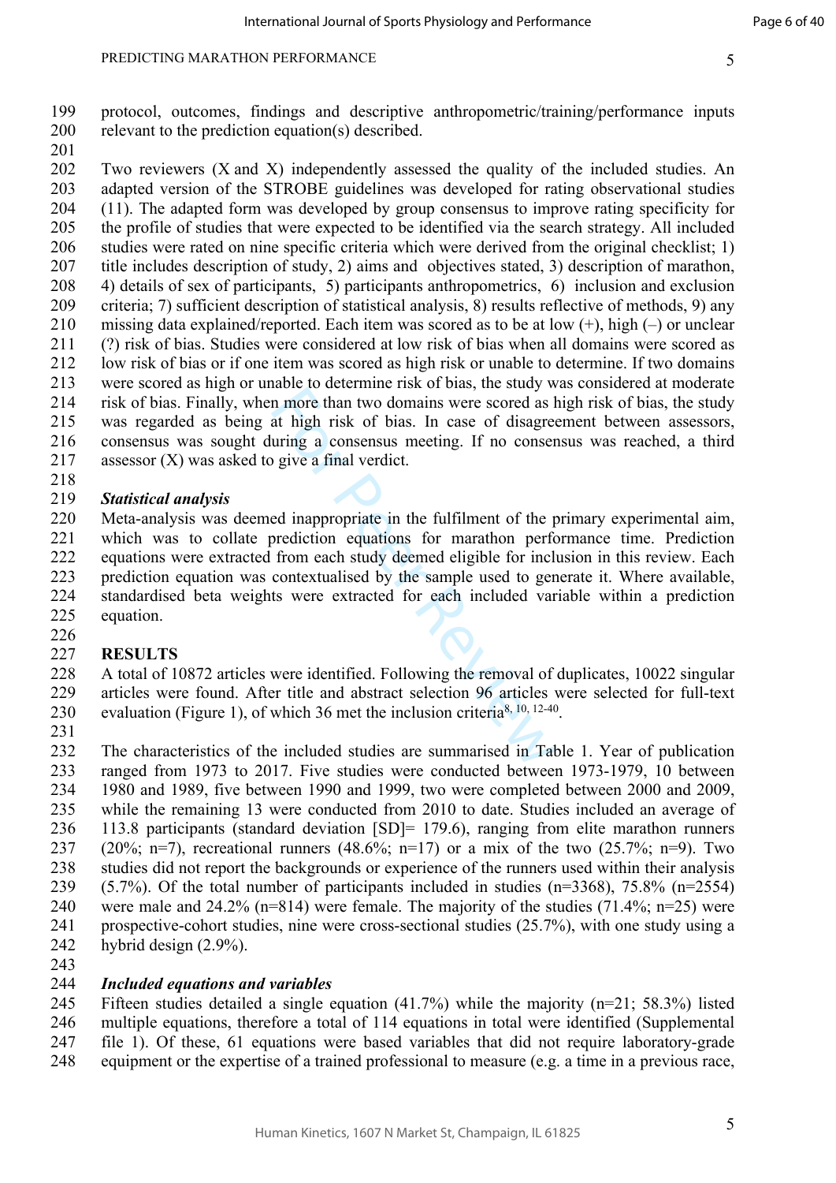protocol, outcomes, findings and descriptive anthropometric/training/performance inputs relevant to the prediction equation(s) described.

Two reviewers (X and X) independently assessed the quality of the included studies. An adapted version of the STROBE guidelines was developed for rating observational studies (11). The adapted form was developed by group consensus to improve rating specificity for the profile of studies that were expected to be identified via the search strategy. All included studies were rated on nine specific criteria which were derived from the original checklist; 1) title includes description of study, 2) aims and objectives stated, 3) description of marathon, 4) details of sex of participants, 5) participants anthropometrics, 6) inclusion and exclusion criteria; 7) sufficient description of statistical analysis, 8) results reflective of methods, 9) any missing data explained/reported. Each item was scored as to be at low (+), high (–) or unclear (?) risk of bias. Studies were considered at low risk of bias when all domains were scored as low risk of bias or if one item was scored as high risk or unable to determine. If two domains were scored as high or unable to determine risk of bias, the study was considered at moderate risk of bias. Finally, when more than two domains were scored as high risk of bias, the study was regarded as being at high risk of bias. In case of disagreement between assessors, consensus was sought during a consensus meeting. If no consensus was reached, a third assessor (X) was asked to give a final verdict.

### *Statistical analysis*

Meta-analysis was deemed inappropriate in the fulfilment of the primary experimental aim, which was to collate prediction equations for marathon performance time. Prediction equations were extracted from each study deemed eligible for inclusion in this review. Each prediction equation was contextualised by the sample used to generate it. Where available, standardised beta weights were extracted for each included variable within a prediction equation.

## RESULTS

A total of 10872 articles were identified. Following the removal of duplicates, 10022 singular articles were found. After title and abstract selection 96 articles were selected for full-text evaluation (Figure 1), of which 36 met the inclusion criteria[8, 10, 12-40].

The characteristics of the included studies are summarised in Table 1. Year of publication ranged from 1973 to 2017. Five studies were conducted between 1973-1979, 10 between 1980 and 1989, five between 1990 and 1999, two were completed between 2000 and 2009, while the remaining 13 were conducted from 2010 to date. Studies included an average of 113.8 participants (standard deviation [SD]= 179.6), ranging from elite marathon runners (20%; n=7), recreational runners (48.6%; n=17) or a mix of the two (25.7%; n=9). Two studies did not report the backgrounds or experience of the runners used within their analysis (5.7%). Of the total number of participants included in studies (n=3368), 75.8% (n=2554) were male and 24.2% (n=814) were female. The majority of the studies (71.4%; n=25) were prospective-cohort studies, nine were cross-sectional studies (25.7%), with one study using a hybrid design (2.9%).

### *Included equations and variables*

Fifteen studies detailed a single equation (41.7%) while the majority (n=21; 58.3%) listed multiple equations, therefore a total of 114 equations in total were identified (Supplemental file 1). Of these, 61 equations were based variables that did not require laboratory-grade equipment or the expertise of a trained professional to measure (e.g. a time in a previous race,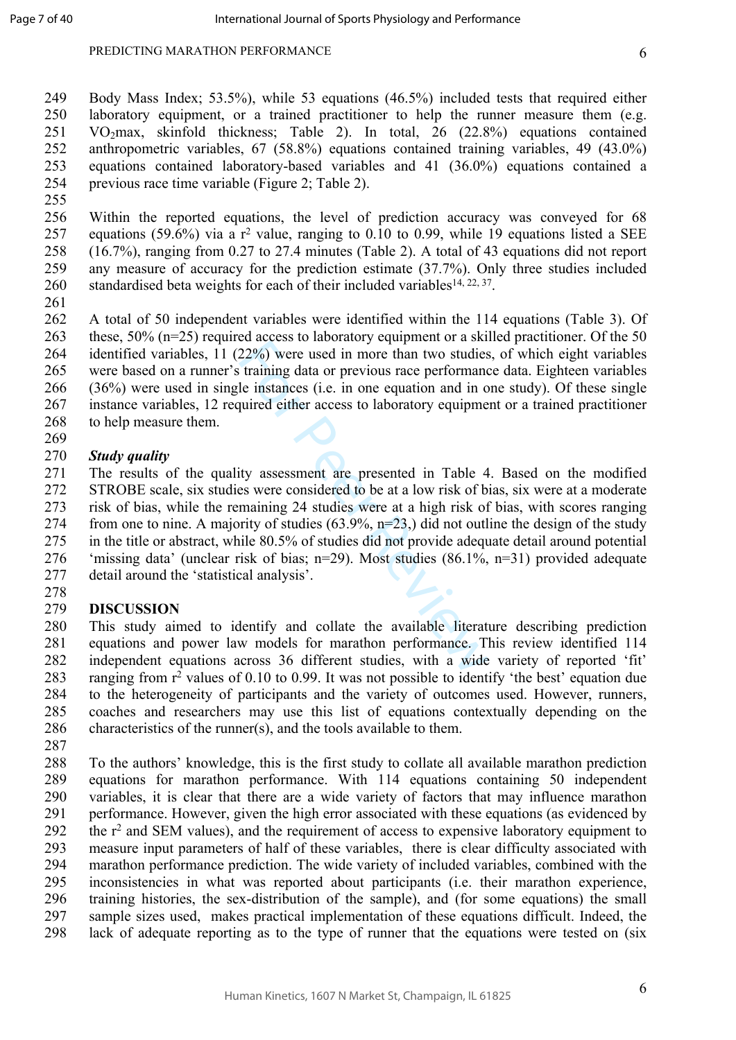Body Mass Index; 53.5%), while 53 equations (46.5%) included tests that required either laboratory equipment, or a trained practitioner to help the runner measure them (e.g. $VO_2$max, skinfold thickness; Table 2). In total, 26 (22.8%) equations contained anthropometric variables, 67 (58.8%) equations contained training variables, 49 (43.0%) equations contained laboratory-based variables and 41 (36.0%) equations contained a previous race time variable (Figure 2; Table 2).

Within the reported equations, the level of prediction accuracy was conveyed for 68 equations (59.6%) via a $r^2$ value, ranging to 0.10 to 0.99, while 19 equations listed a SEE (16.7%), ranging from 0.27 to 27.4 minutes (Table 2). A total of 43 equations did not report any measure of accuracy for the prediction estimate (37.7%). Only three studies included standardised beta weights for each of their included variables[14, 22, 37].

A total of 50 independent variables were identified within the 114 equations (Table 3). Of these, 50% (n=25) required access to laboratory equipment or a skilled practitioner. Of the 50 identified variables, 11 (22%) were used in more than two studies, of which eight variables were based on a runner's training data or previous race performance data. Eighteen variables (36%) were used in single instances (i.e. in one equation and in one study). Of these single instance variables, 12 required either access to laboratory equipment or a trained practitioner to help measure them.

### *Study quality*

The results of the quality assessment are presented in Table 4. Based on the modified STROBE scale, six studies were considered to be at a low risk of bias, six were at a moderate risk of bias, while the remaining 24 studies were at a high risk of bias, with scores ranging from one to nine. A majority of studies (63.9%, n=23,) did not outline the design of the study in the title or abstract, while 80.5% of studies did not provide adequate detail around potential 'missing data' (unclear risk of bias; n=29). Most studies (86.1%, n=31) provided adequate detail around the 'statistical analysis'.

## DISCUSSION

This study aimed to identify and collate the available literature describing prediction equations and power law models for marathon performance. This review identified 114 independent equations across 36 different studies, with a wide variety of reported 'fit' ranging from $r^2$ values of 0.10 to 0.99. It was not possible to identify 'the best' equation due to the heterogeneity of participants and the variety of outcomes used. However, runners, coaches and researchers may use this list of equations contextually depending on the characteristics of the runner(s), and the tools available to them.

To the authors' knowledge, this is the first study to collate all available marathon prediction equations for marathon performance. With 114 equations containing 50 independent variables, it is clear that there are a wide variety of factors that may influence marathon performance. However, given the high error associated with these equations (as evidenced by the $r^2$ and SEM values), and the requirement of access to expensive laboratory equipment to measure input parameters of half of these variables, there is clear difficulty associated with marathon performance prediction. The wide variety of included variables, combined with the inconsistencies in what was reported about participants (i.e. their marathon experience, training histories, the sex-distribution of the sample), and (for some equations) the small sample sizes used, makes practical implementation of these equations difficult. Indeed, the lack of adequate reporting as to the type of runner that the equations were tested on (six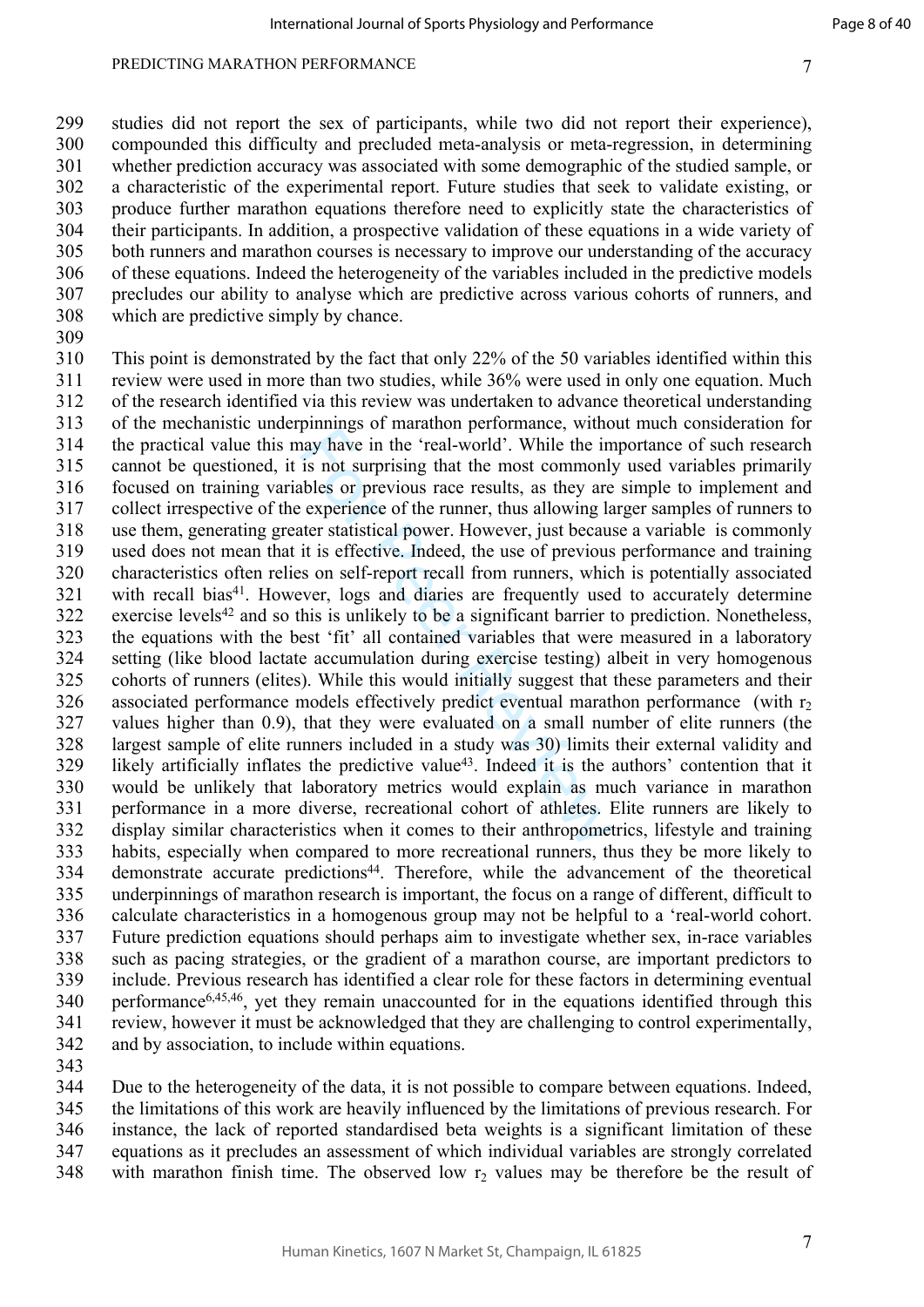studies did not report the sex of participants, while two did not report their experience), compounded this difficulty and precluded meta-analysis or meta-regression, in determining whether prediction accuracy was associated with some demographic of the studied sample, or a characteristic of the experimental report. Future studies that seek to validate existing, or produce further marathon equations therefore need to explicitly state the characteristics of their participants. In addition, a prospective validation of these equations in a wide variety of both runners and marathon courses is necessary to improve our understanding of the accuracy of these equations. Indeed the heterogeneity of the variables included in the predictive models precludes our ability to analyse which are predictive across various cohorts of runners, and which are predictive simply by chance.

This point is demonstrated by the fact that only 22% of the 50 variables identified within this review were used in more than two studies, while 36% were used in only one equation. Much of the research identified via this review was undertaken to advance theoretical understanding of the mechanistic underpinnings of marathon performance, without much consideration for the practical value this may have in the 'real-world'. While the importance of such research cannot be questioned, it is not surprising that the most commonly used variables primarily focused on training variables or previous race results, as they are simple to implement and collect irrespective of the experience of the runner, thus allowing larger samples of runners to use them, generating greater statistical power. However, just because a variable is commonly used does not mean that it is effective. Indeed, the use of previous performance and training characteristics often relies on self-report recall from runners, which is potentially associated with recall bias[41]. However, logs and diaries are frequently used to accurately determine exercise levels[42] and so this is unlikely to be a significant barrier to prediction. Nonetheless, the equations with the best 'fit' all contained variables that were measured in a laboratory setting (like blood lactate accumulation during exercise testing) albeit in very homogenous cohorts of runners (elites). While this would initially suggest that these parameters and their associated performance models effectively predict eventual marathon performance (with $r_2$ values higher than 0.9), that they were evaluated on a small number of elite runners (the largest sample of elite runners included in a study was 30) limits their external validity and likely artificially inflates the predictive value[43]. Indeed it is the authors' contention that it would be unlikely that laboratory metrics would explain as much variance in marathon performance in a more diverse, recreational cohort of athletes. Elite runners are likely to display similar characteristics when it comes to their anthropometrics, lifestyle and training habits, especially when compared to more recreational runners, thus they be more likely to demonstrate accurate predictions[44]. Therefore, while the advancement of the theoretical underpinnings of marathon research is important, the focus on a range of different, difficult to calculate characteristics in a homogenous group may not be helpful to a 'real-world cohort. Future prediction equations should perhaps aim to investigate whether sex, in-race variables such as pacing strategies, or the gradient of a marathon course, are important predictors to include. Previous research has identified a clear role for these factors in determining eventual performance[6,45,46], yet they remain unaccounted for in the equations identified through this review, however it must be acknowledged that they are challenging to control experimentally, and by association, to include within equations.

Due to the heterogeneity of the data, it is not possible to compare between equations. Indeed, the limitations of this work are heavily influenced by the limitations of previous research. For instance, the lack of reported standardised beta weights is a significant limitation of these equations as it precludes an assessment of which individual variables are strongly correlated with marathon finish time. The observed low $r_2$ values may be therefore be the result of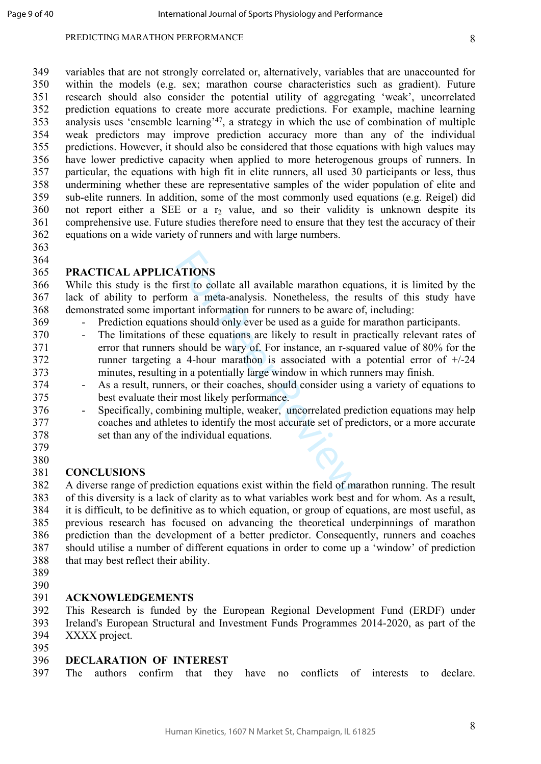variables that are not strongly correlated or, alternatively, variables that are unaccounted for within the models (e.g. sex; marathon course characteristics such as gradient). Future research should also consider the potential utility of aggregating 'weak', uncorrelated prediction equations to create more accurate predictions. For example, machine learning analysis uses 'ensemble learning'[47], a strategy in which the use of combination of multiple weak predictors may improve prediction accuracy more than any of the individual predictions. However, it should also be considered that those equations with high values may have lower predictive capacity when applied to more heterogeneous groups of runners. In particular, the equations with high fit in elite runners, all used 30 participants or less, thus undermining whether these are representative samples of the wider population of elite and sub-elite runners. In addition, some of the most commonly used equations (e.g. Reigel) did not report either a SEE or a $r_2$ value, and so their validity is unknown despite its comprehensive use. Future studies therefore need to ensure that they test the accuracy of their equations on a wide variety of runners and with large numbers.

## PRACTICAL APPLICATIONS

While this study is the first to collate all available marathon equations, it is limited by the lack of ability to perform a meta-analysis. Nonetheless, the results of this study have demonstrated some important information for runners to be aware of, including:

- Prediction equations should only ever be used as a guide for marathon participants.
- The limitations of these equations are likely to result in practically relevant rates of error that runners should be wary of. For instance, an r-squared value of 80% for the runner targeting a 4-hour marathon is associated with a potential error of +/-24 minutes, resulting in a potentially large window in which runners may finish.
- As a result, runners, or their coaches, should consider using a variety of equations to best evaluate their most likely performance.
- Specifically, combining multiple, weaker, uncorrelated prediction equations may help coaches and athletes to identify the most accurate set of predictors, or a more accurate set than any of the individual equations.

## CONCLUSIONS

A diverse range of prediction equations exist within the field of marathon running. The result of this diversity is a lack of clarity as to what variables work best and for whom. As a result, it is difficult, to be definitive as to which equation, or group of equations, are most useful, as previous research has focused on advancing the theoretical underpinnings of marathon prediction than the development of a better predictor. Consequently, runners and coaches should utilise a number of different equations in order to come up a 'window' of prediction that may best reflect their ability.

## ACKNOWLEDGEMENTS

This Research is funded by the European Regional Development Fund (ERDF) under Ireland's European Structural and Investment Funds Programmes 2014-2020, as part of the XXXX project.

## DECLARATION OF INTEREST

The authors confirm that they have no conflicts of interests to declare.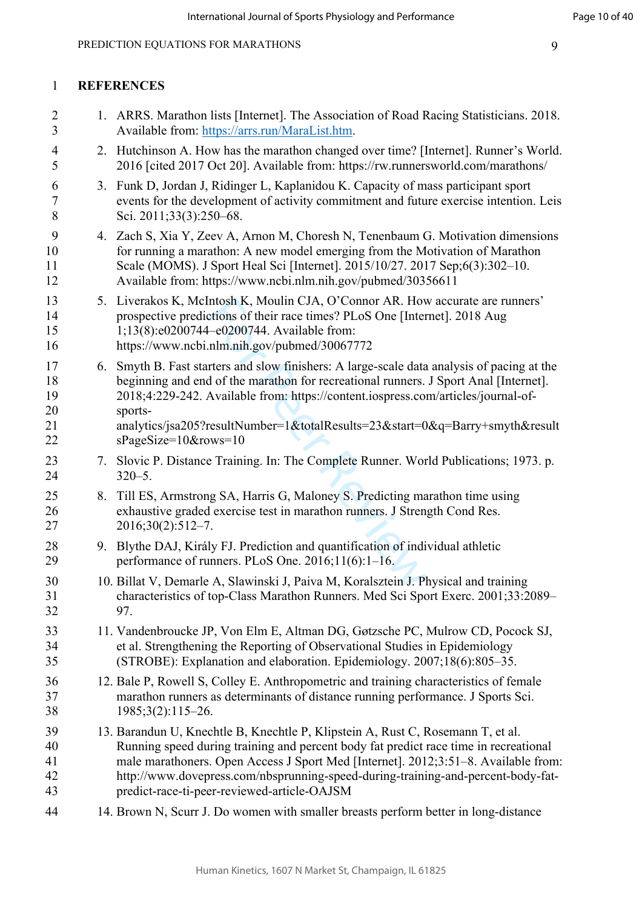# REFERENCES

1. ARRS. Marathon lists [Internet]. The Association of Road Racing Statisticians. 2018. Available from: https://arrs.run/MaraList.htm.
2. Hutchinson A. How has the marathon changed over time? [Internet]. Runner's World. 2016 [cited 2017 Oct 20]. Available from: https://rw.runnersworld.com/marathons/
3. Funk D, Jordan J, Ridinger L, Kaplanidou K. Capacity of mass participant sport events for the development of activity commitment and future exercise intention. Leis Sci. 2011;33(3):250–68.
4. Zach S, Xia Y, Zeev A, Arnon M, Choresh N, Tenenbaum G. Motivation dimensions for running a marathon: A new model emerging from the Motivation of Marathon Scale (MOMS). J Sport Heal Sci [Internet]. 2015/10/27. 2017 Sep;6(3):302–10. Available from: https://www.ncbi.nlm.nih.gov/pubmed/30356611
5. Liverakos K, McIntosh K, Moulin CJA, O'Connor AR. How accurate are runners' prospective predictions of their race times? PLoS One [Internet]. 2018 Aug 1;13(8):e0200744–e0200744. Available from: https://www.ncbi.nlm.nih.gov/pubmed/30067772
6. Smyth B. Fast starters and slow finishers: A large-scale data analysis of pacing at the beginning and end of the marathon for recreational runners. J Sport Anal [Internet]. 2018;4:229-242. Available from: https://content.iospress.com/articles/journal-of-sports-analytics/jsa205?resultNumber=1&totalResults=23&start=0&q=Barry+smyth&resultsPageSize=10&rows=10
7. Slovic P. Distance Training. In: The Complete Runner. World Publications; 1973. p. 320–5.
8. Till ES, Armstrong SA, Harris G, Maloney S. Predicting marathon time using exhaustive graded exercise test in marathon runners. J Strength Cond Res. 2016;30(2):512–7.
9. Blythe DAJ, Király FJ. Prediction and quantification of individual athletic performance of runners. PLoS One. 2016;11(6):1–16.
10. Billat V, Demarle A, Slawinski J, Paiva M, Koralsztein J. Physical and training characteristics of top-Class Marathon Runners. Med Sci Sport Exerc. 2001;33:2089–97.
11. Vandenbroucke JP, Von Elm E, Altman DG, Gøtzsche PC, Mulrow CD, Pocock SJ, et al. Strengthening the Reporting of Observational Studies in Epidemiology (STROBE): Explanation and elaboration. Epidemiology. 2007;18(6):805–35.
12. Bale P, Rowell S, Colley E. Anthropometric and training characteristics of female marathon runners as determinants of distance running performance. J Sports Sci. 1985;3(2):115–26.
13. Barandun U, Knechtle B, Knechtle P, Klipstein A, Rust C, Rosemann T, et al. Running speed during training and percent body fat predict race time in recreational male marathoners. Open Access J Sport Med [Internet]. 2012;3:51–8. Available from: http://www.dovepress.com/nbsprunning-speed-during-training-and-percent-body-fat-predict-race-ti-peer-reviewed-article-OAJSM
14. Brown N, Scurr J. Do women with smaller breasts perform better in long-distance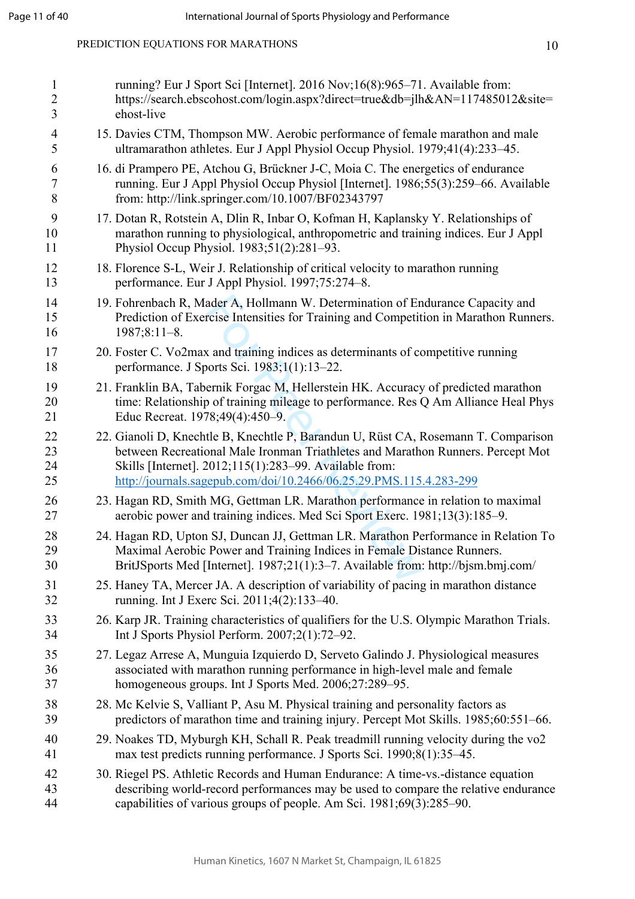running? Eur J Sport Sci [Internet]. 2016 Nov;16(8):965–71. Available from: https://search.ebscohost.com/login.aspx?direct=true&db=jlh&AN=117485012&site=ehost-live

15. Davies CTM, Thompson MW. Aerobic performance of female marathon and male ultramarathon athletes. Eur J Appl Physiol Occup Physiol. 1979;41(4):233–45.

16. di Prampero PE, Atchou G, Brückner J-C, Moia C. The energetics of endurance running. Eur J Appl Physiol Occup Physiol [Internet]. 1986;55(3):259–66. Available from: http://link.springer.com/10.1007/BF02343797

17. Dotan R, Rotstein A, Dlin R, Inbar O, Kofman H, Kaplansky Y. Relationships of marathon running to physiological, anthropometric and training indices. Eur J Appl Physiol Occup Physiol. 1983;51(2):281–93.

18. Florence S-L, Weir J. Relationship of critical velocity to marathon running performance. Eur J Appl Physiol. 1997;75:274–8.

19. Fohrenbach R, Mader A, Hollmann W. Determination of Endurance Capacity and Prediction of Exercise Intensities for Training and Competition in Marathon Runners. 1987;8:11–8.

20. Foster C. Vo2max and training indices as determinants of competitive running performance. J Sports Sci. 1983;1(1):13–22.

21. Franklin BA, Tabernik Forgac M, Hellerstein HK. Accuracy of predicted marathon time: Relationship of training mileage to performance. Res Q Am Alliance Heal Phys Educ Recreat. 1978;49(4):450–9.

22. Gianoli D, Knechtle B, Knechtle P, Barandun U, Rüst CA, Rosemann T. Comparison between Recreational Male Ironman Triathletes and Marathon Runners. Percept Mot Skills [Internet]. 2012;115(1):283–99. Available from: http://journals.sagepub.com/doi/10.2466/06.25.29.PMS.115.4.283-299

23. Hagan RD, Smith MG, Gettman LR. Marathon performance in relation to maximal aerobic power and training indices. Med Sci Sport Exerc. 1981;13(3):185–9.

24. Hagan RD, Upton SJ, Duncan JJ, Gettman LR. Marathon Performance in Relation To Maximal Aerobic Power and Training Indices in Female Distance Runners. BritJSports Med [Internet]. 1987;21(1):3–7. Available from: http://bjsm.bmj.com/

25. Haney TA, Mercer JA. A description of variability of pacing in marathon distance running. Int J Exerc Sci. 2011;4(2):133–40.

26. Karp JR. Training characteristics of qualifiers for the U.S. Olympic Marathon Trials. Int J Sports Physiol Perform. 2007;2(1):72–92.

27. Legaz Arrese A, Munguia Izquierdo D, Serveto Galindo J. Physiological measures associated with marathon running performance in high-level male and female homogeneous groups. Int J Sports Med. 2006;27:289–95.

28. Mc Kelvie S, Valliant P, Asu M. Physical training and personality factors as predictors of marathon time and training injury. Percept Mot Skills. 1985;60:551–66.

29. Noakes TD, Myburgh KH, Schall R. Peak treadmill running velocity during the vo2 max test predicts running performance. J Sports Sci. 1990;8(1):35–45.

30. Riegel PS. Athletic Records and Human Endurance: A time-vs.-distance equation describing world-record performances may be used to compare the relative endurance capabilities of various groups of people. Am Sci. 1981;69(3):285–90.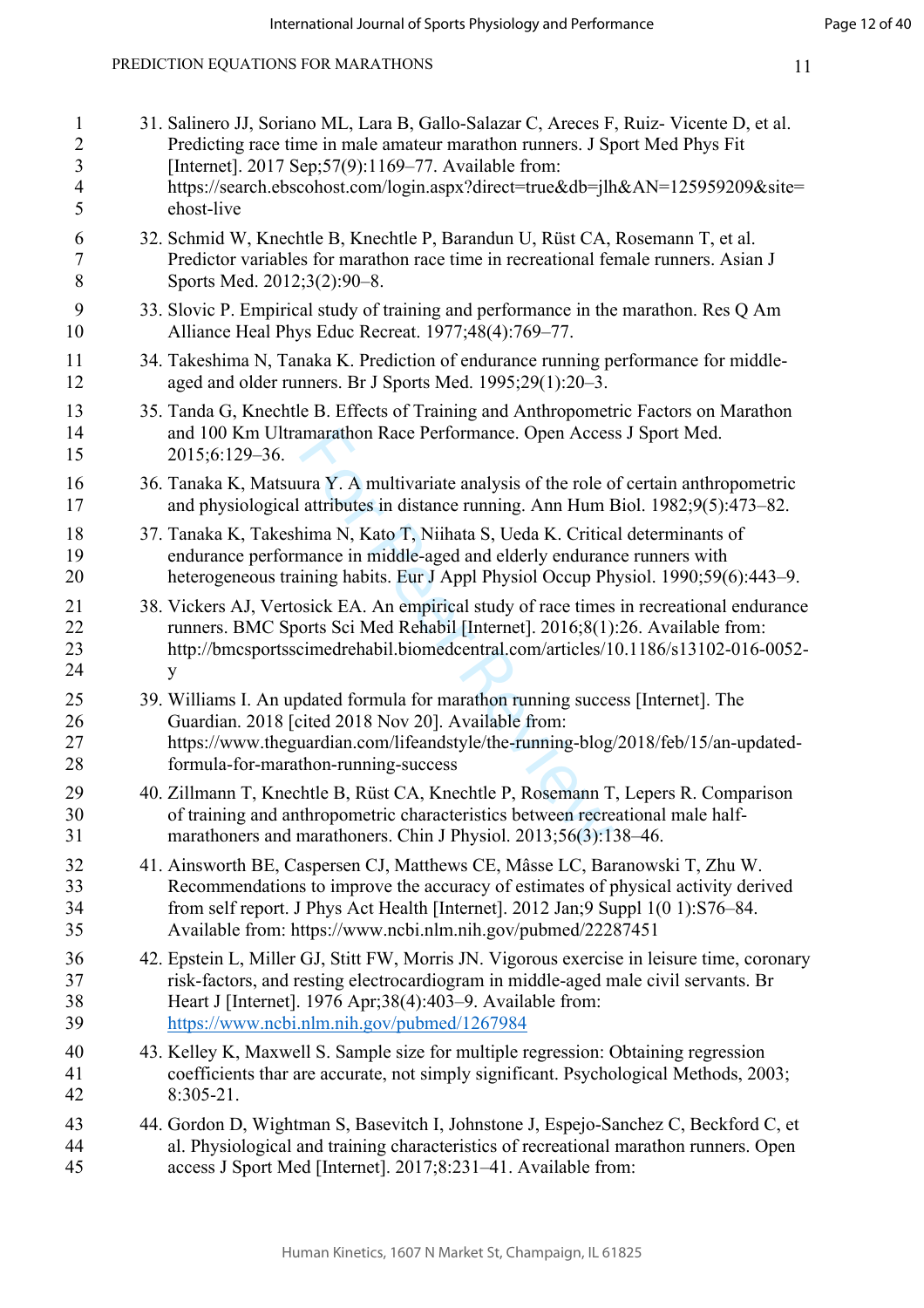31. Salinero JJ, Soriano ML, Lara B, Gallo-Salazar C, Areces F, Ruiz- Vicente D, et al. Predicting race time in male amateur marathon runners. J Sport Med Phys Fit [Internet]. 2017 Sep;57(9):1169–77. Available from: https://search.ebscohost.com/login.aspx?direct=true&db=jlh&AN=125959209&site=ehost-live

32. Schmid W, Knechtle B, Knechtle P, Barandun U, Rüst CA, Rosemann T, et al. Predictor variables for marathon race time in recreational female runners. Asian J Sports Med. 2012;3(2):90–8.

33. Slovic P. Empirical study of training and performance in the marathon. Res Q Am Alliance Heal Phys Educ Recreat. 1977;48(4):769–77.

34. Takeshima N, Tanaka K. Prediction of endurance running performance for middle-aged and older runners. Br J Sports Med. 1995;29(1):20–3.

35. Tanda G, Knechtle B. Effects of Training and Anthropometric Factors on Marathon and 100 Km Ultramarathon Race Performance. Open Access J Sport Med. 2015;6:129–36.

36. Tanaka K, Matsuura Y. A multivariate analysis of the role of certain anthropometric and physiological attributes in distance running. Ann Hum Biol. 1982;9(5):473–82.

37. Tanaka K, Takeshima N, Kato T, Niihata S, Ueda K. Critical determinants of endurance performance in middle-aged and elderly endurance runners with heterogeneous training habits. Eur J Appl Physiol Occup Physiol. 1990;59(6):443–9.

38. Vickers AJ, Vertosick EA. An empirical study of race times in recreational endurance runners. BMC Sports Sci Med Rehabil [Internet]. 2016;8(1):26. Available from: http://bmcsportsscimedrehabil.biomedcentral.com/articles/10.1186/s13102-016-0052-y

39. Williams I. An updated formula for marathon running success [Internet]. The Guardian. 2018 [cited 2018 Nov 20]. Available from: https://www.theguardian.com/lifeandstyle/the-running-blog/2018/feb/15/an-updated-formula-for-marathon-running-success

40. Zillmann T, Knechtle B, Rüst CA, Knechtle P, Rosemann T, Lepers R. Comparison of training and anthropometric characteristics between recreational male half-marathoners and marathoners. Chin J Physiol. 2013;56(3):138–46.

41. Ainsworth BE, Caspersen CJ, Matthews CE, Mâsse LC, Baranowski T, Zhu W. Recommendations to improve the accuracy of estimates of physical activity derived from self report. J Phys Act Health [Internet]. 2012 Jan;9 Suppl 1(0 1):S76–84. Available from: https://www.ncbi.nlm.nih.gov/pubmed/22287451

42. Epstein L, Miller GJ, Stitt FW, Morris JN. Vigorous exercise in leisure time, coronary risk-factors, and resting electrocardiogram in middle-aged male civil servants. Br Heart J [Internet]. 1976 Apr;38(4):403–9. Available from: https://www.ncbi.nlm.nih.gov/pubmed/1267984

43. Kelley K, Maxwell S. Sample size for multiple regression: Obtaining regression coefficients thar are accurate, not simply significant. Psychological Methods, 2003; 8:305-21.

44. Gordon D, Wightman S, Basevitch I, Johnstone J, Espejo-Sanchez C, Beckford C, et al. Physiological and training characteristics of recreational marathon runners. Open access J Sport Med [Internet]. 2017;8:231–41. Available from: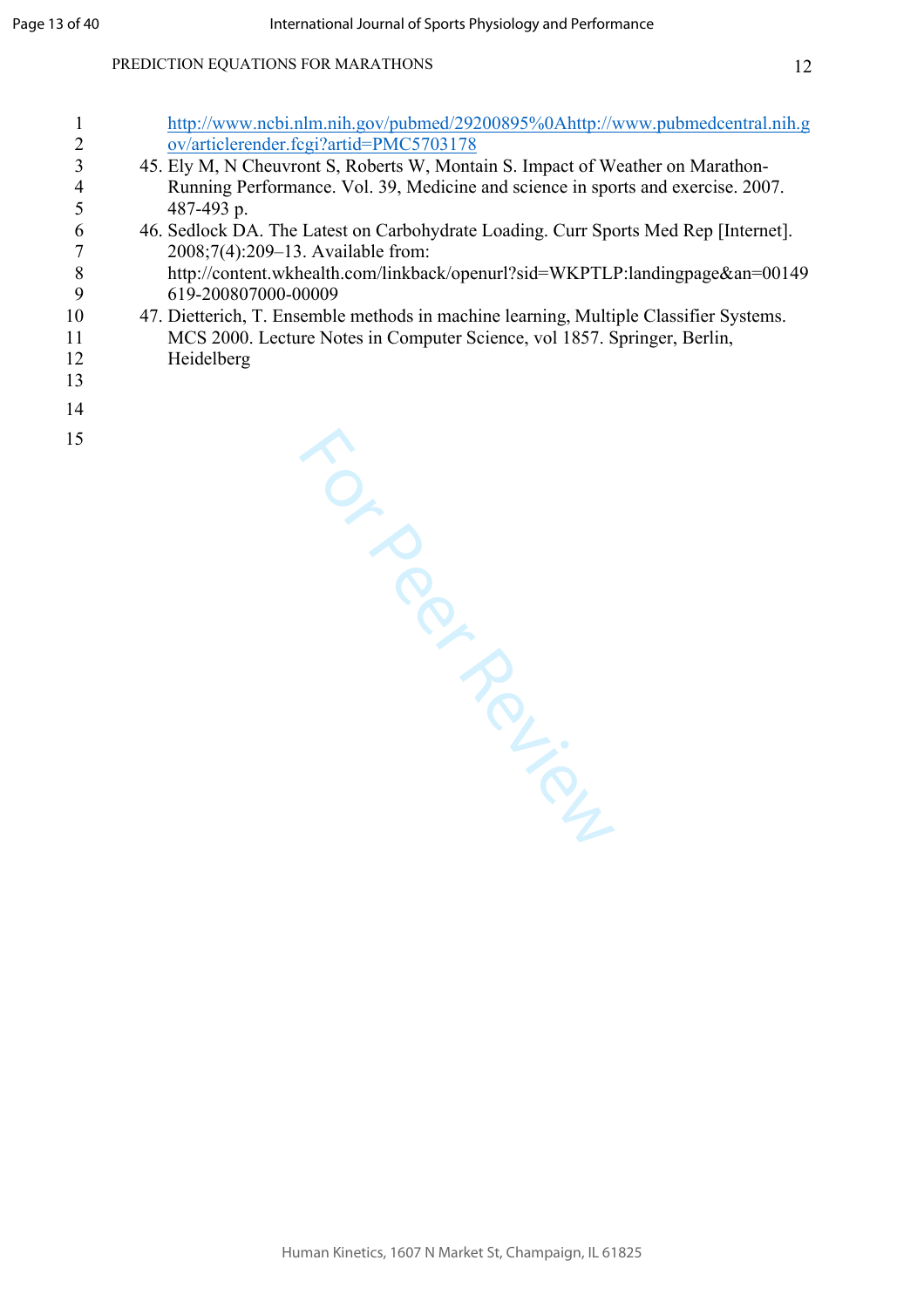http://www.ncbi.nlm.nih.gov/pubmed/29200895%0Ahttp://www.pubmedcentral.nih.gov/articlerender.fcgi?artid=PMC5703178

45. Ely M, N Cheuvront S, Roberts W, Montain S. Impact of Weather on Marathon-Running Performance. Vol. 39, Medicine and science in sports and exercise. 2007. 487-493 p.
46. Sedlock DA. The Latest on Carbohydrate Loading. Curr Sports Med Rep [Internet]. 2008;7(4):209–13. Available from: http://content.wkhealth.com/linkback/openurl?sid=WKPTLP:landingpage&an=00149619-200807000-00009
47. Dietterich, T. Ensemble methods in machine learning, Multiple Classifier Systems. MCS 2000. Lecture Notes in Computer Science, vol 1857. Springer, Berlin, Heidelberg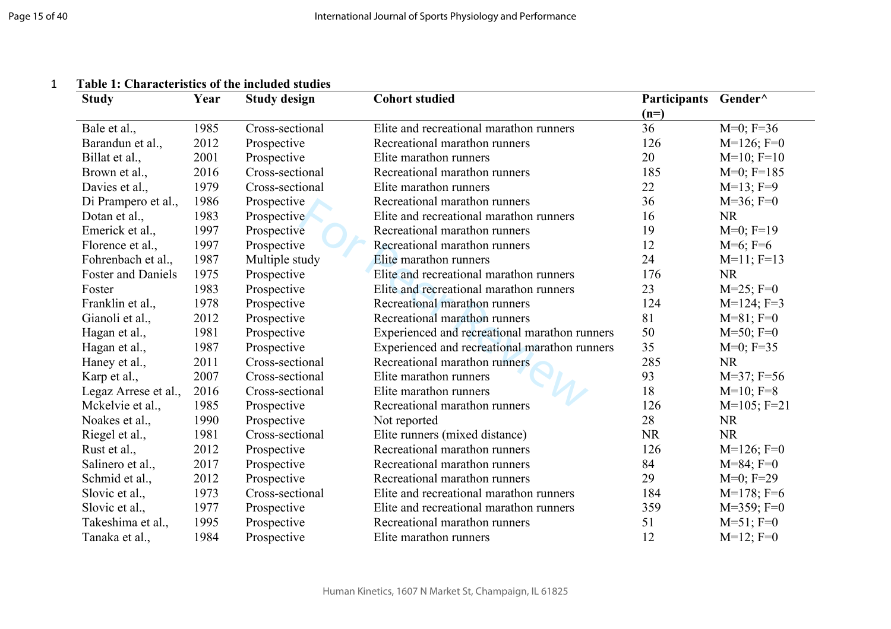**Table 1: Characteristics of the included studies**

| Study | Year | Study design | Cohort studied | Participants (n=) | Gender^ |
|---|---|---|---|---|---|
| Bale et al., | 1985 | Cross-sectional | Elite and recreational marathon runners | 36 | M=0; F=36 |
| Barandun et al., | 2012 | Prospective | Recreational marathon runners | 126 | M=126; F=0 |
| Billat et al., | 2001 | Prospective | Elite marathon runners | 20 | M=10; F=10 |
| Brown et al., | 2016 | Cross-sectional | Recreational marathon runners | 185 | M=0; F=185 |
| Davies et al., | 1979 | Cross-sectional | Elite marathon runners | 22 | M=13; F=9 |
| Di Prampero et al., | 1986 | Prospective | Recreational marathon runners | 36 | M=36; F=0 |
| Dotan et al., | 1983 | Prospective | Elite and recreational marathon runners | 16 | NR |
| Emerick et al., | 1997 | Prospective | Recreational marathon runners | 19 | M=0; F=19 |
| Florence et al., | 1997 | Prospective | Recreational marathon runners | 12 | M=6; F=6 |
| Fohrenbach et al., | 1987 | Multiple study | Elite marathon runners | 24 | M=11; F=13 |
| Foster and Daniels | 1975 | Prospective | Elite and recreational marathon runners | 176 | NR |
| Foster | 1983 | Prospective | Elite and recreational marathon runners | 23 | M=25; F=0 |
| Franklin et al., | 1978 | Prospective | Recreational marathon runners | 124 | M=124; F=3 |
| Gianoli et al., | 2012 | Prospective | Recreational marathon runners | 81 | M=81; F=0 |
| Hagan et al., | 1981 | Prospective | Experienced and recreational marathon runners | 50 | M=50; F=0 |
| Hagan et al., | 1987 | Prospective | Experienced and recreational marathon runners | 35 | M=0; F=35 |
| Haney et al., | 2011 | Cross-sectional | Recreational marathon runners | 285 | NR |
| Karp et al., | 2007 | Cross-sectional | Elite marathon runners | 93 | M=37; F=56 |
| Legaz Arrese et al., | 2016 | Cross-sectional | Elite marathon runners | 18 | M=10; F=8 |
| Mckelvie et al., | 1985 | Prospective | Recreational marathon runners | 126 | M=105; F=21 |
| Noakes et al., | 1990 | Prospective | Not reported | 28 | NR |
| Riegel et al., | 1981 | Cross-sectional | Elite runners (mixed distance) | NR | NR |
| Rust et al., | 2012 | Prospective | Recreational marathon runners | 126 | M=126; F=0 |
| Salinero et al., | 2017 | Prospective | Recreational marathon runners | 84 | M=84; F=0 |
| Schmid et al., | 2012 | Prospective | Recreational marathon runners | 29 | M=0; F=29 |
| Slovic et al., | 1973 | Cross-sectional | Elite and recreational marathon runners | 184 | M=178; F=6 |
| Slovic et al., | 1977 | Prospective | Elite and recreational marathon runners | 359 | M=359; F=0 |
| Takeshima et al., | 1995 | Prospective | Recreational marathon runners | 51 | M=51; F=0 |
| Tanaka et al., | 1984 | Prospective | Elite marathon runners | 12 | M=12; F=0 |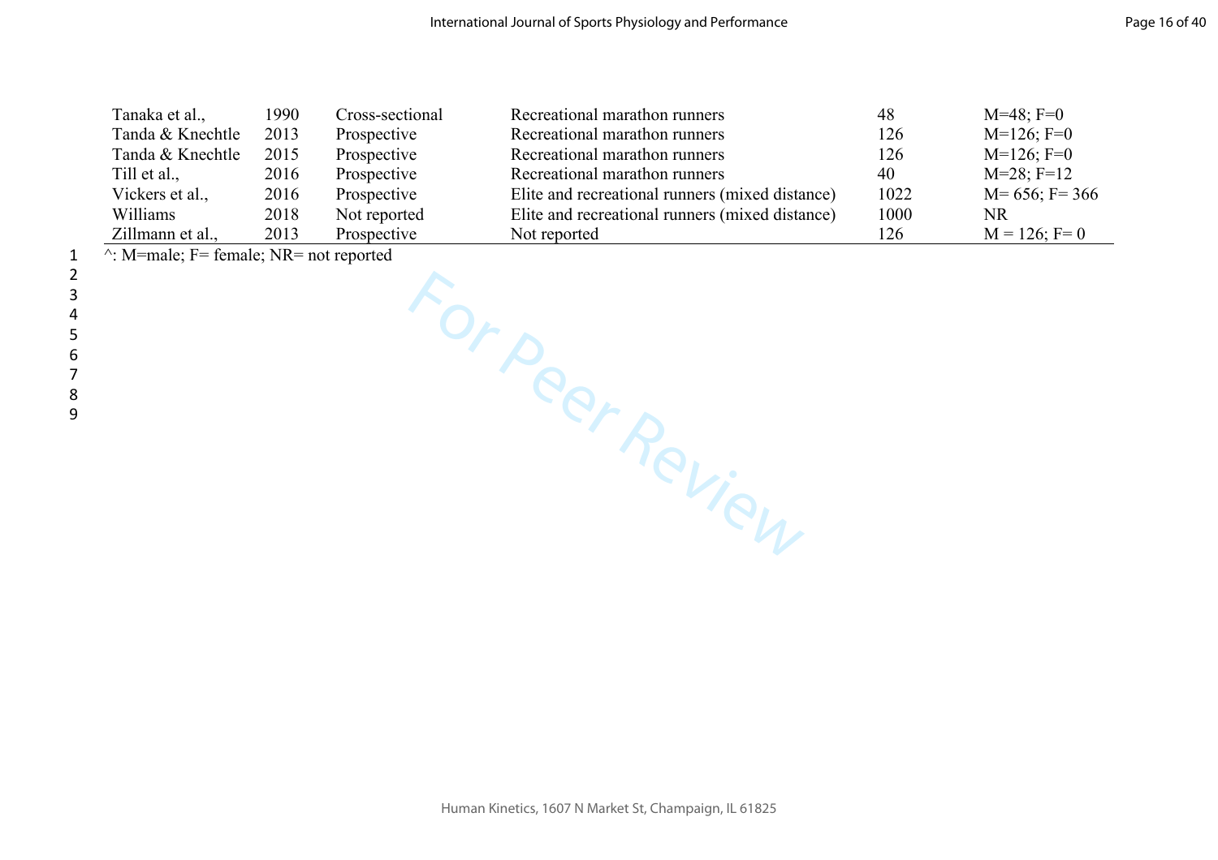| | | | | | |
|---|---|---|---|---|---|
| Tanaka et al., | 1990 | Cross-sectional | Recreational marathon runners | 48 | M=48; F=0 |
| Tanda & Knechtle | 2013 | Prospective | Recreational marathon runners | 126 | M=126; F=0 |
| Tanda & Knechtle | 2015 | Prospective | Recreational marathon runners | 126 | M=126; F=0 |
| Till et al., | 2016 | Prospective | Recreational marathon runners | 40 | M=28; F=12 |
| Vickers et al., | 2016 | Prospective | Elite and recreational runners (mixed distance) | 1022 | M= 656; F= 366 |
| Williams | 2018 | Not reported | Elite and recreational runners (mixed distance) | 1000 | NR |
| Zillmann et al., | 2013 | Prospective | Not reported | 126 | M = 126; F= 0 |

^: M=male; F= female; NR= not reported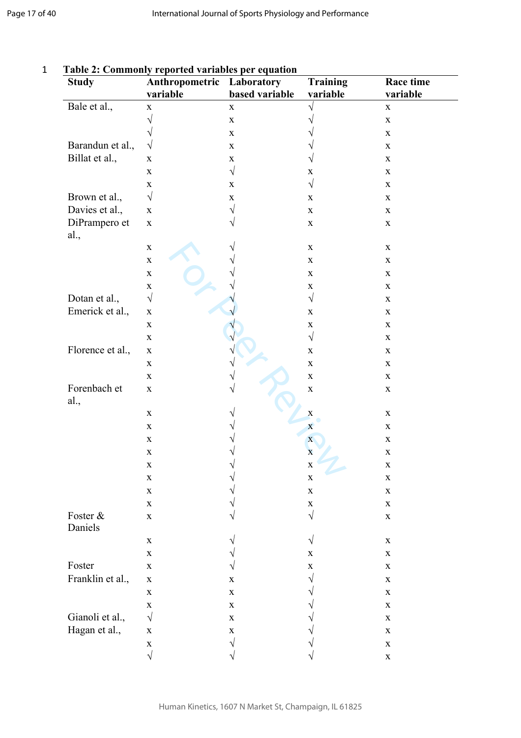**Table 2: Commonly reported variables per equation**

| Study | Anthropometric variable | Laboratory based variable | Training variable | Race time variable |
|---|---|---|---|---|
| Bale et al., | x | x | √ | x |
| | √ | x | √ | x |
| | √ | x | √ | x |
| Barandun et al., | √ | x | √ | x |
| Billat et al., | x | x | √ | x |
| | x | √ | x | x |
| | x | x | √ | x |
| Brown et al., | √ | x | x | x |
| Davies et al., | x | √ | x | x |
| DiPrampero et al., | x | √ | x | x |
| | x | √ | x | x |
| | x | √ | x | x |
| | x | √ | x | x |
| | x | √ | x | x |
| Dotan et al., | √ | √ | √ | x |
| Emerick et al., | x | √ | x | x |
| | x | √ | x | x |
| | x | √ | √ | x |
| Florence et al., | x | √ | x | x |
| | x | √ | x | x |
| | x | √ | x | x |
| Forenbach et al., | x | √ | x | x |
| | x | √ | x | x |
| | x | √ | x | x |
| | x | √ | x | x |
| | x | √ | x | x |
| | x | √ | x | x |
| | x | √ | x | x |
| | x | √ | x | x |
| | x | √ | x | x |
| Foster & Daniels | x | √ | √ | x |
| | x | √ | √ | x |
| | x | √ | x | x |
| Foster | x | √ | x | x |
| Franklin et al., | x | x | √ | x |
| | x | x | √ | x |
| | x | x | √ | x |
| Gianoli et al., | √ | x | √ | x |
| Hagan et al., | x | x | √ | x |
| | x | √ | √ | x |
| | √ | √ | √ | x |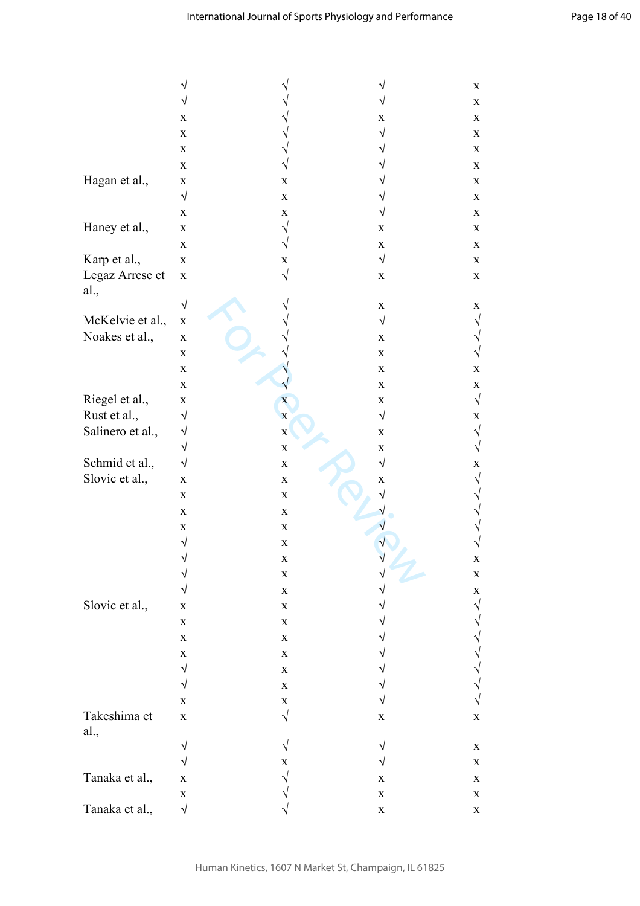| | | | | |
|---|---|---|---|---|
| | √ | √ | √ | x |
| | √ | √ | √ | x |
| | x | √ | x | x |
| | x | √ | √ | x |
| | x | √ | √ | x |
| | x | √ | √ | x |
| Hagan et al., | x | x | √ | x |
| | √ | x | √ | x |
| | x | x | √ | x |
| Haney et al., | x | √ | x | x |
| | x | √ | x | x |
| Karp et al., | x | x | √ | x |
| Legaz Arrese et al., | x | √ | x | x |
| | √ | √ | x | x |
| McKelvie et al., | x | √ | √ | √ |
| Noakes et al., | x | √ | x | √ |
| | x | √ | x | √ |
| | x | √ | x | x |
| | x | √ | x | x |
| Riegel et al., | x | x | x | √ |
| Rust et al., | √ | x | √ | x |
| Salinero et al., | √ | x | x | √ |
| | √ | x | x | √ |
| Schmid et al., | √ | x | √ | x |
| Slovic et al., | x | x | x | √ |
| | x | x | √ | √ |
| | x | x | √ | √ |
| | x | x | √ | √ |
| | √ | x | √ | √ |
| | √ | x | √ | x |
| | √ | x | √ | x |
| | √ | x | √ | x |
| Slovic et al., | x | x | √ | √ |
| | x | x | √ | √ |
| | x | x | √ | √ |
| | x | x | √ | √ |
| | √ | x | √ | √ |
| | √ | x | √ | √ |
| | x | x | √ | √ |
| Takeshima et al., | x | √ | x | x |
| | √ | √ | √ | x |
| | √ | x | √ | x |
| Tanaka et al., | x | √ | x | x |
| | x | √ | x | x |
| Tanaka et al., | √ | √ | x | x |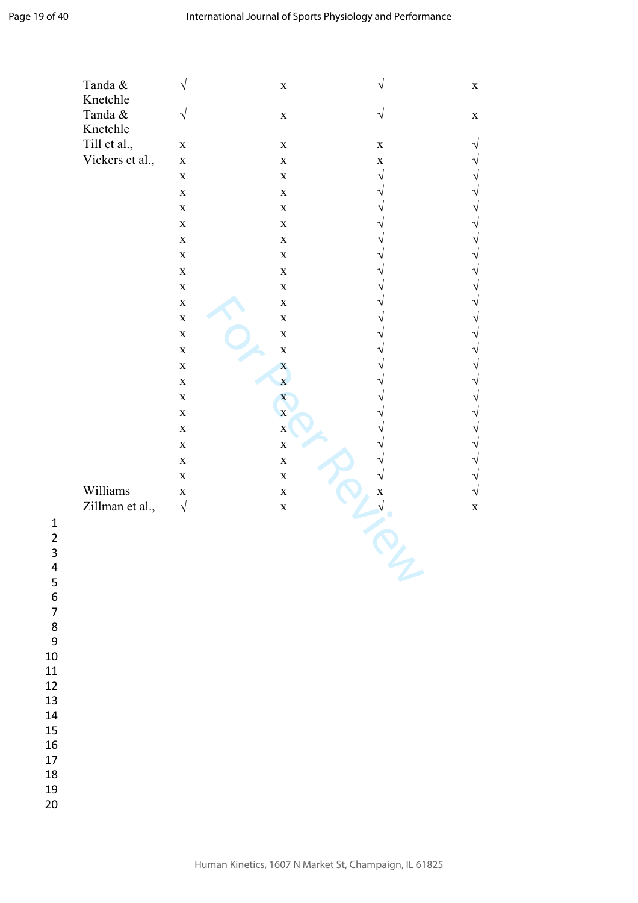| | | | | |
|---|---|---|---|---|
| Tanda & Knetchle | √ | x | √ | x |
| Tanda & Knetchle | √ | x | √ | x |
| Till et al., | x | x | x | √ |
| Vickers et al., | x | x | x | √ |
| | x | x | √ | √ |
| | x | x | √ | √ |
| | x | x | √ | √ |
| | x | x | √ | √ |
| | x | x | √ | √ |
| | x | x | √ | √ |
| | x | x | √ | √ |
| | x | x | √ | √ |
| | x | x | √ | √ |
| | x | x | √ | √ |
| | x | x | √ | √ |
| | x | x | √ | √ |
| | x | x | √ | √ |
| | x | x | √ | √ |
| | x | x | √ | √ |
| | x | x | √ | √ |
| | x | x | √ | √ |
| | x | x | √ | √ |
| | x | x | √ | √ |
| | x | x | √ | √ |
| Williams | x | x | x | √ |
| Zillman et al., | √ | x | √ | x |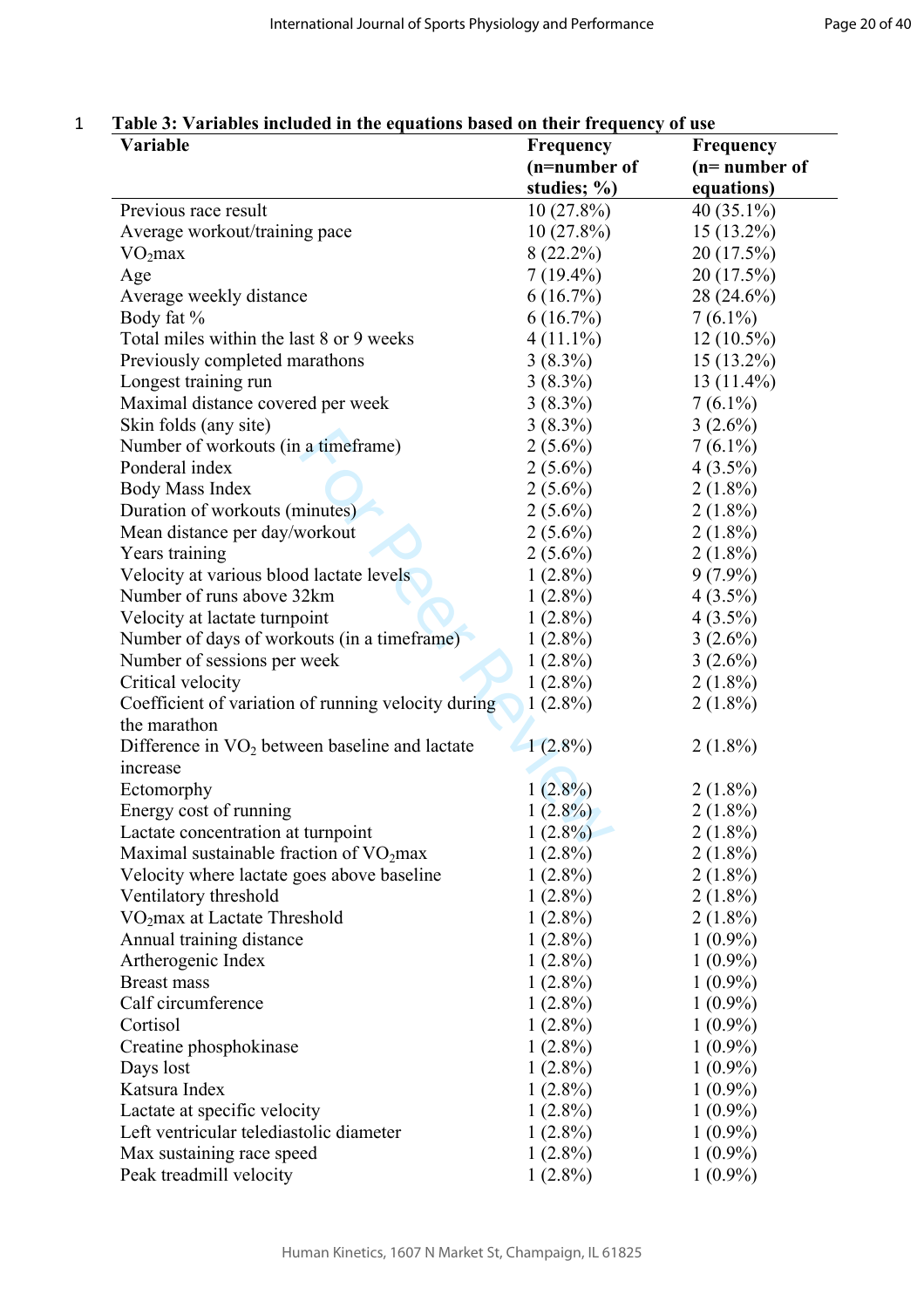**Table 3: Variables included in the equations based on their frequency of use**

| Variable | Frequency (n=number of studies; %) | Frequency (n= number of equations) |
|---|---|---|
| Previous race result | 10 (27.8%) | 40 (35.1%) |
| Average workout/training pace | 10 (27.8%) | 15 (13.2%) |
| $VO_2$max | 8 (22.2%) | 20 (17.5%) |
| Age | 7 (19.4%) | 20 (17.5%) |
| Average weekly distance | 6 (16.7%) | 28 (24.6%) |
| Body fat % | 6 (16.7%) | 7 (6.1%) |
| Total miles within the last 8 or 9 weeks | 4 (11.1%) | 12 (10.5%) |
| Previously completed marathons | 3 (8.3%) | 15 (13.2%) |
| Longest training run | 3 (8.3%) | 13 (11.4%) |
| Maximal distance covered per week | 3 (8.3%) | 7 (6.1%) |
| Skin folds (any site) | 3 (8.3%) | 3 (2.6%) |
| Number of workouts (in a timeframe) | 2 (5.6%) | 7 (6.1%) |
| Ponderal index | 2 (5.6%) | 4 (3.5%) |
| Body Mass Index | 2 (5.6%) | 2 (1.8%) |
| Duration of workouts (minutes) | 2 (5.6%) | 2 (1.8%) |
| Mean distance per day/workout | 2 (5.6%) | 2 (1.8%) |
| Years training | 2 (5.6%) | 2 (1.8%) |
| Velocity at various blood lactate levels | 1 (2.8%) | 9 (7.9%) |
| Number of runs above 32km | 1 (2.8%) | 4 (3.5%) |
| Velocity at lactate turnpoint | 1 (2.8%) | 4 (3.5%) |
| Number of days of workouts (in a timeframe) | 1 (2.8%) | 3 (2.6%) |
| Number of sessions per week | 1 (2.8%) | 3 (2.6%) |
| Critical velocity | 1 (2.8%) | 2 (1.8%) |
| Coefficient of variation of running velocity during the marathon | 1 (2.8%) | 2 (1.8%) |
| Difference in $VO_2$ between baseline and lactate increase | 1 (2.8%) | 2 (1.8%) |
| Ectomorphy | 1 (2.8%) | 2 (1.8%) |
| Energy cost of running | 1 (2.8%) | 2 (1.8%) |
| Lactate concentration at turnpoint | 1 (2.8%) | 2 (1.8%) |
| Maximal sustainable fraction of $VO_2$max | 1 (2.8%) | 2 (1.8%) |
| Velocity where lactate goes above baseline | 1 (2.8%) | 2 (1.8%) |
| Ventilatory threshold | 1 (2.8%) | 2 (1.8%) |
| $VO_2$max at Lactate Threshold | 1 (2.8%) | 2 (1.8%) |
| Annual training distance | 1 (2.8%) | 1 (0.9%) |
| Artherogenic Index | 1 (2.8%) | 1 (0.9%) |
| Breast mass | 1 (2.8%) | 1 (0.9%) |
| Calf circumference | 1 (2.8%) | 1 (0.9%) |
| Cortisol | 1 (2.8%) | 1 (0.9%) |
| Creatine phosphokinase | 1 (2.8%) | 1 (0.9%) |
| Days lost | 1 (2.8%) | 1 (0.9%) |
| Katsura Index | 1 (2.8%) | 1 (0.9%) |
| Lactate at specific velocity | 1 (2.8%) | 1 (0.9%) |
| Left ventricular telediastolic diameter | 1 (2.8%) | 1 (0.9%) |
| Max sustaining race speed | 1 (2.8%) | 1 (0.9%) |
| Peak treadmill velocity | 1 (2.8%) | 1 (0.9%) |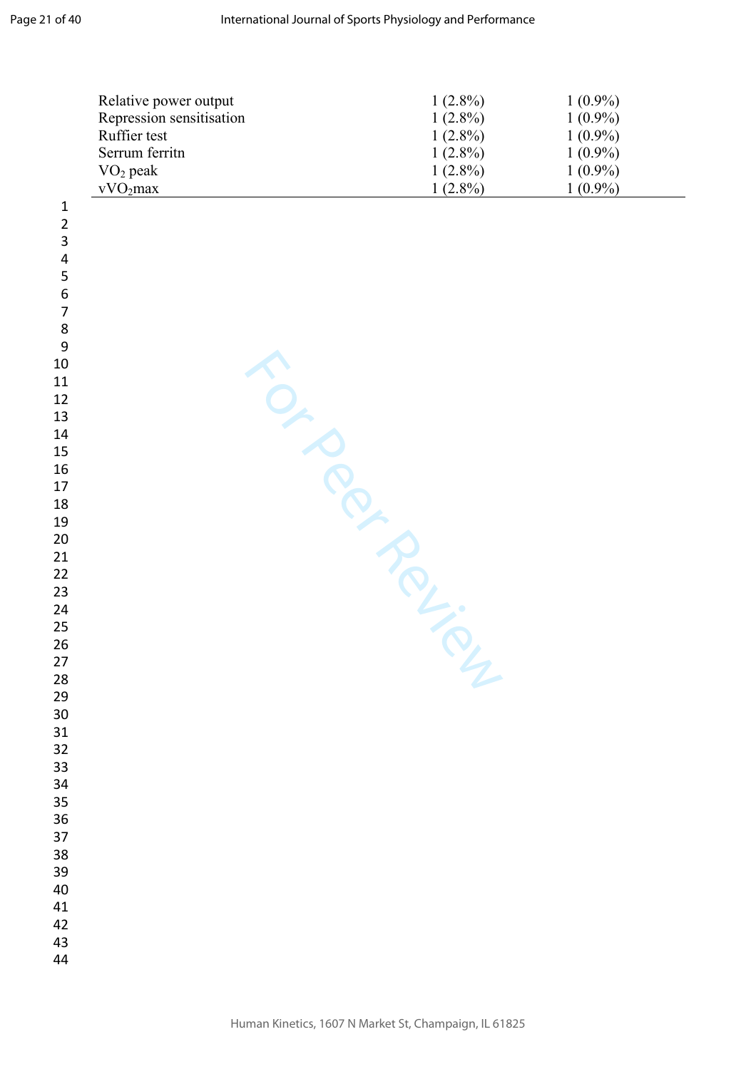| | | |
|---|---|---|
| Relative power output | 1 (2.8%) | 1 (0.9%) |
| Repression sensitisation | 1 (2.8%) | 1 (0.9%) |
| Ruffier test | 1 (2.8%) | 1 (0.9%) |
| Serrum ferritn | 1 (2.8%) | 1 (0.9%) |
| $VO_2$ peak | 1 (2.8%) | 1 (0.9%) |
| $vVO_2max$ | 1 (2.8%) | 1 (0.9%) |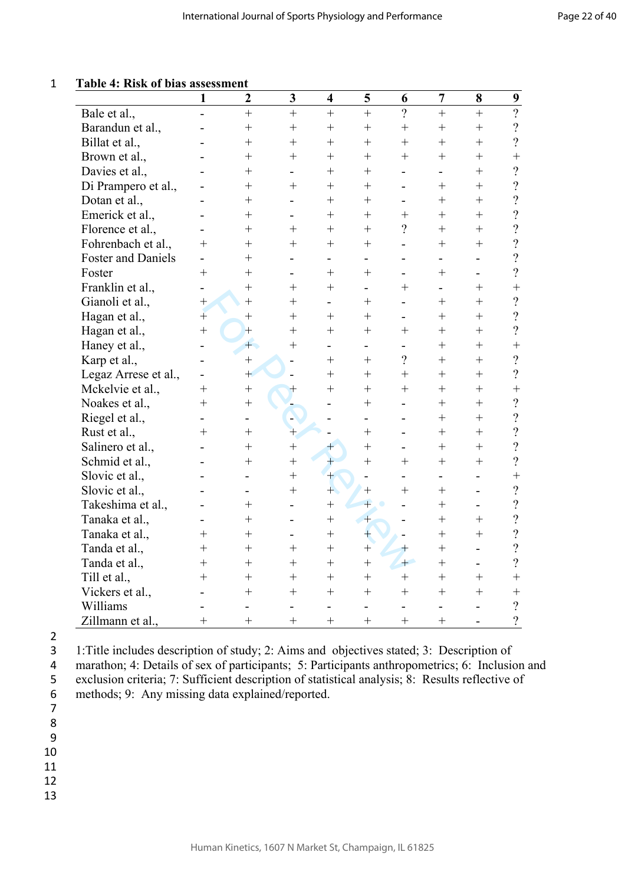**Table 4: Risk of bias assessment**

| | 1 | 2 | 3 | 4 | 5 | 6 | 7 | 8 | 9 |
|---|---|---|---|---|---|---|---|---|---|
| Bale et al., | - | + | + | + | + | ? | + | + | ? |
| Barandun et al., | - | + | + | + | + | + | + | + | ? |
| Billat et al., | - | + | + | + | + | + | + | + | ? |
| Brown et al., | - | + | + | + | + | + | + | + | + |
| Davies et al., | - | + | - | + | + | - | - | + | ? |
| Di Prampero et al., | - | + | + | + | + | - | + | + | ? |
| Dotan et al., | - | + | - | + | + | - | + | + | ? |
| Emerick et al., | - | + | - | + | + | + | + | + | ? |
| Florence et al., | - | + | + | + | + | ? | + | + | ? |
| Fohrenbach et al., | + | + | + | + | + | - | + | + | ? |
| Foster and Daniels | - | + | - | - | - | - | - | - | ? |
| Foster | + | + | - | + | + | - | + | - | ? |
| Franklin et al., | - | + | + | + | - | + | - | + | + |
| Gianoli et al., | + | + | + | - | + | - | + | + | ? |
| Hagan et al., | + | + | + | + | + | - | + | + | ? |
| Hagan et al., | + | + | + | + | + | + | + | + | ? |
| Haney et al., | - | + | + | - | - | - | + | + | + |
| Karp et al., | - | + | - | + | + | ? | + | + | ? |
| Legaz Arrese et al., | - | + | - | + | + | + | + | + | ? |
| Mckelvie et al., | + | + | + | + | + | + | + | + | + |
| Noakes et al., | + | + | - | - | + | - | + | + | ? |
| Riegel et al., | - | - | - | - | - | - | + | + | ? |
| Rust et al., | + | + | + | - | + | - | + | + | ? |
| Salinero et al., | - | + | + | + | + | - | + | + | ? |
| Schmid et al., | - | + | + | + | + | + | + | + | ? |
| Slovic et al., | - | - | + | + | - | - | - | - | + |
| Slovic et al., | - | - | + | + | + | + | + | - | ? |
| Takeshima et al., | - | + | - | + | + | - | + | - | ? |
| Tanaka et al., | - | + | - | + | + | - | + | + | ? |
| Tanaka et al., | + | + | - | + | + | - | + | + | ? |
| Tanda et al., | + | + | + | + | + | + | + | - | ? |
| Tanda et al., | + | + | + | + | + | + | + | - | ? |
| Till et al., | + | + | + | + | + | + | + | + | + |
| Vickers et al., | - | + | + | + | + | + | + | + | + |
| Williams | - | - | - | - | - | - | - | - | ? |
| Zillmann et al., | + | + | + | + | + | + | + | - | ? |

1:Title includes description of study; 2: Aims and objectives stated; 3: Description of marathon; 4: Details of sex of participants; 5: Participants anthropometrics; 6: Inclusion and exclusion criteria; 7: Sufficient description of statistical analysis; 8: Results reflective of methods; 9: Any missing data explained/reported.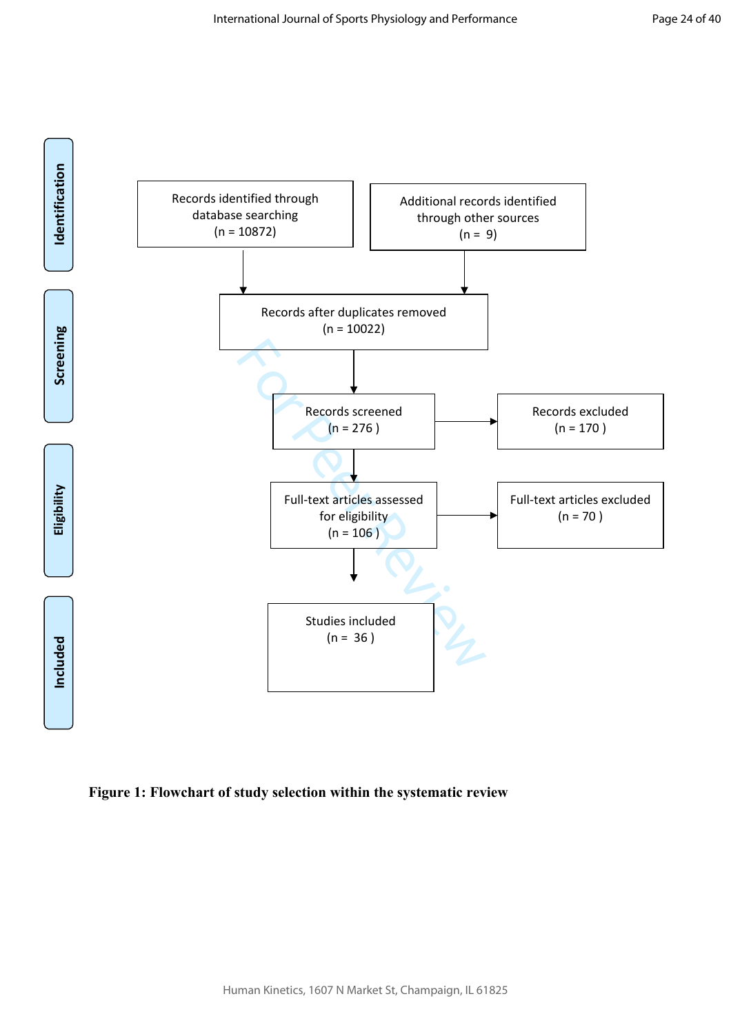Identification

Records identified through database searching (n = 10872)

Additional records identified through other sources (n = 9)

Screening

Records after duplicates removed (n = 10022)

Records screened (n = 276 )

Records excluded (n = 170 )

Eligibility

Full-text articles assessed for eligibility (n = 106 )

Full-text articles excluded (n = 70 )

Included

Studies included (n = 36 )

**Figure 1: Flowchart of study selection within the systematic review**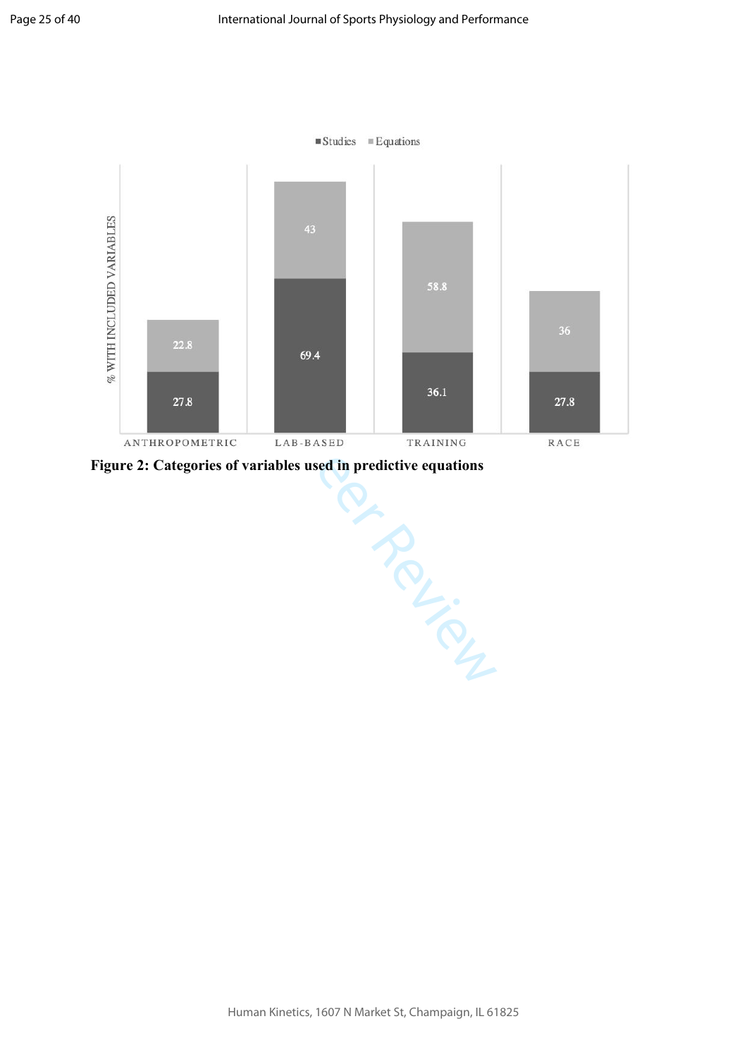■ Studies ■ Equations

| | ANTHROPOMETRIC | LAB-BASED | TRAINING | RACE |
|---|---|---|---|---|
| Studies | 27.8 | 69.4 | 36.1 | 27.8 |
| Equations | 22.8 | 43 | 58.8 | 36 |

% WITH INCLUDED VARIABLES

**Figure 2: Categories of variables used in predictive equations**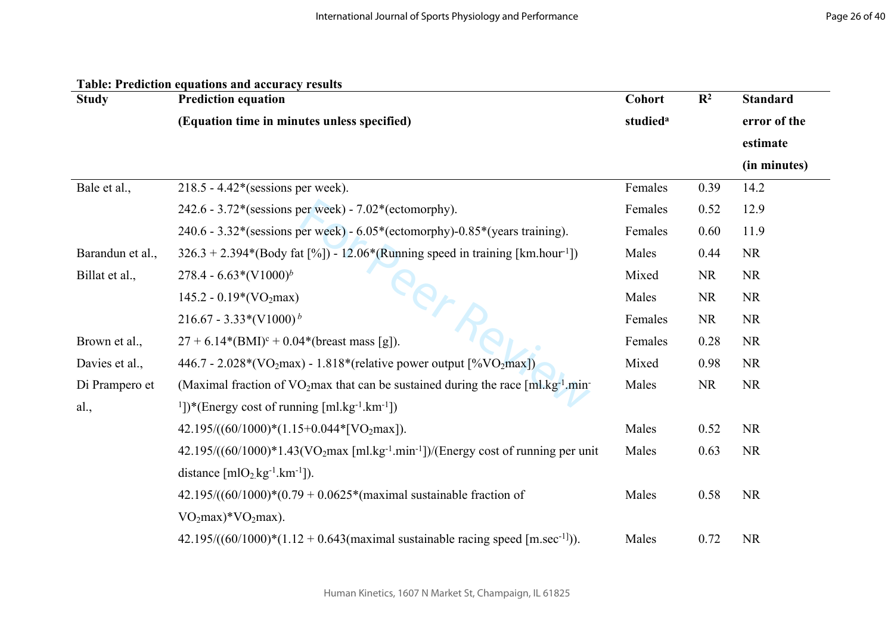**Table: Prediction equations and accuracy results**

| Study | Prediction equation (Equation time in minutes unless specified) | Cohort studied[a] | $R^2$ | Standard error of the estimate (in minutes) |
|---|---|---|---|---|
| Bale et al., | 218.5 - 4.42*(sessions per week). | Females | 0.39 | 14.2 |
| | 242.6 - 3.72*(sessions per week) - 7.02*(ectomorphy). | Females | 0.52 | 12.9 |
| | 240.6 - 3.32*(sessions per week) - 6.05*(ectomorphy)-0.85*(years training). | Females | 0.60 | 11.9 |
| Barandun et al., | 326.3 + 2.394*(Body fat [%]) - 12.06*(Running speed in training [$km.hour^{-1}$]) | Males | 0.44 | NR |
| Billat et al., | 278.4 - 6.63*(V1000)[b] | Mixed | NR | NR |
| | 145.2 - 0.19*($VO_2max$) | Males | NR | NR |
| | 216.67 - 3.33*(V1000)[b] | Females | NR | NR |
| Brown et al., | 27 + 6.14*(BMI)[c] + 0.04*(breast mass [g]). | Females | 0.28 | NR |
| Davies et al., | 446.7 - 2.028*($VO_2max$) - 1.818*(relative power output [%$VO_2max$]) | Mixed | 0.98 | NR |
| Di Prampero et al., | (Maximal fraction of $VO_2max$ that can be sustained during the race [$ml.kg^{-1}.min^{-1}$])*(Energy cost of running [$ml.kg^{-1}.km^{-1}$]) | Males | NR | NR |
| | 42.195/((60/1000)*(1.15+0.044*[$VO_2max$]). | Males | 0.52 | NR |
| | 42.195/((60/1000)*1.43($VO_2max$ [$ml.kg^{-1}.min^{-1}$])/(Energy cost of running per unit distance [$mlO_2.kg^{-1}.km^{-1}$]). | Males | 0.63 | NR |
| | 42.195/((60/1000)*(0.79 + 0.0625*(maximal sustainable fraction of $VO_2max$)*$VO_2max$). | Males | 0.58 | NR |
| | 42.195/((60/1000)*(1.12 + 0.643(maximal sustainable racing speed [$m.sec^{-1}$])). | Males | 0.72 | NR |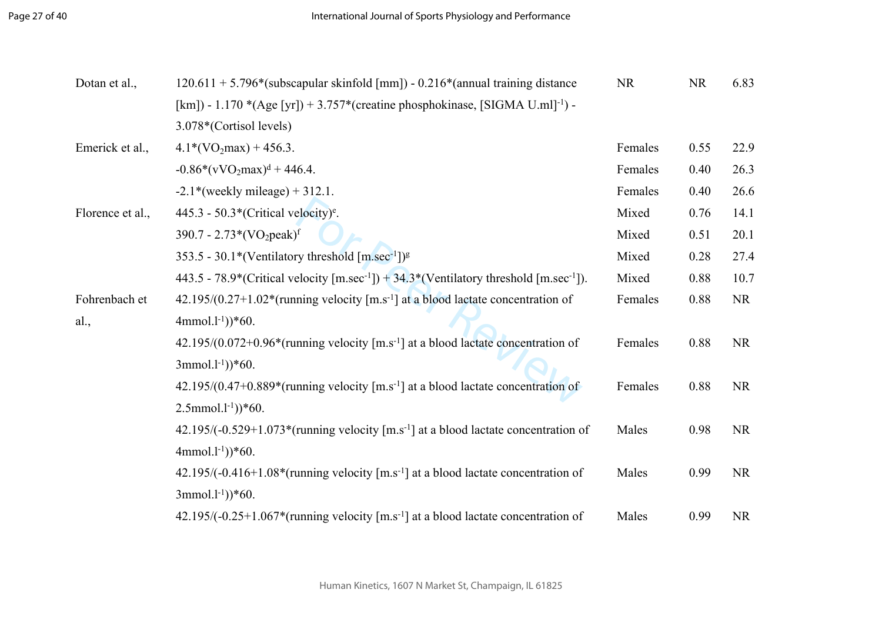| | | | | |
|---|---|---|---|---|
| Dotan et al., | 120.611 + 5.796*(subscapular skinfold [mm]) - 0.216*(annual training distance [km]) - 1.170 *(Age [yr]) + 3.757*(creatine phosphokinase, [SIGMA U.ml]$^{-1}$) - 3.078*(Cortisol levels) | NR | NR | 6.83 |
| Emerick et al., | 4.1*($VO_2$max) + 456.3. | Females | 0.55 | 22.9 |
| | -0.86*(v$VO_2$max)[d] + 446.4. | Females | 0.40 | 26.3 |
| | -2.1*(weekly mileage) + 312.1. | Females | 0.40 | 26.6 |
| Florence et al., | 445.3 - 50.3*(Critical velocity)[e]. | Mixed | 0.76 | 14.1 |
| | 390.7 - 2.73*($VO_2$peak)[f] | Mixed | 0.51 | 20.1 |
| | 353.5 - 30.1*(Ventilatory threshold [m.sec$^{-1}$])[g] | Mixed | 0.28 | 27.4 |
| | 443.5 - 78.9*(Critical velocity [m.sec$^{-1}$]) + 34.3*(Ventilatory threshold [m.sec$^{-1}$]). | Mixed | 0.88 | 10.7 |
| Fohrenbach et al., | 42.195/(0.27+1.02*(running velocity [m.s$^{-1}$] at a blood lactate concentration of 4mmol.l$^{-1}$))*60. | Females | 0.88 | NR |
| | 42.195/(0.072+0.96*(running velocity [m.s$^{-1}$] at a blood lactate concentration of 3mmol.l$^{-1}$))*60. | Females | 0.88 | NR |
| | 42.195/(0.47+0.889*(running velocity [m.s$^{-1}$] at a blood lactate concentration of 2.5mmol.l$^{-1}$))*60. | Females | 0.88 | NR |
| | 42.195/(-0.529+1.073*(running velocity [m.s$^{-1}$] at a blood lactate concentration of 4mmol.l$^{-1}$))*60. | Males | 0.98 | NR |
| | 42.195/(-0.416+1.08*(running velocity [m.s$^{-1}$] at a blood lactate concentration of 3mmol.l$^{-1}$))*60. | Males | 0.99 | NR |
| | 42.195/(-0.25+1.067*(running velocity [m.s$^{-1}$] at a blood lactate concentration of | Males | 0.99 | NR |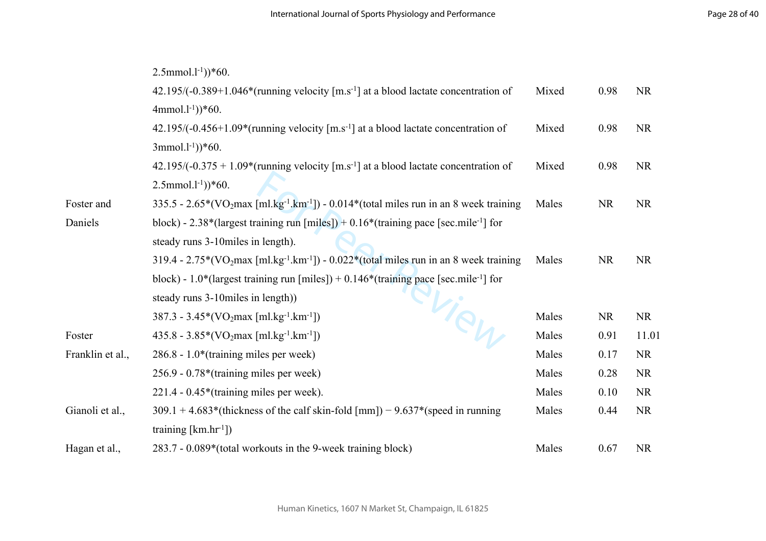| | | | | |
|---|---|---|---|---|
| | 2.5mmol.l$^{-1}$))*60. | | | |
| | 42.195/(-0.389+1.046*(running velocity [m.s$^{-1}$] at a blood lactate concentration of 4mmol.l$^{-1}$))*60. | Mixed | 0.98 | NR |
| | 42.195/(-0.456+1.09*(running velocity [m.s$^{-1}$] at a blood lactate concentration of 3mmol.l$^{-1}$))*60. | Mixed | 0.98 | NR |
| | 42.195/(-0.375 + 1.09*(running velocity [m.s$^{-1}$] at a blood lactate concentration of 2.5mmol.l$^{-1}$))*60. | Mixed | 0.98 | NR |
| Foster and Daniels | 335.5 - 2.65*($VO_2$max [ml.kg$^{-1}$.km$^{-1}$]) - 0.014*(total miles run in an 8 week training block) - 2.38*(largest training run [miles]) + 0.16*(training pace [sec.mile$^{-1}$] for steady runs 3-10miles in length). | Males | NR | NR |
| | 319.4 - 2.75*($VO_2$max [ml.kg$^{-1}$.km$^{-1}$]) - 0.022*(total miles run in an 8 week training block) - 1.0*(largest training run [miles]) + 0.146*(training pace [sec.mile$^{-1}$] for steady runs 3-10miles in length)) | Males | NR | NR |
| | 387.3 - 3.45*($VO_2$max [ml.kg$^{-1}$.km$^{-1}$]) | Males | NR | NR |
| Foster | 435.8 - 3.85*($VO_2$max [ml.kg$^{-1}$.km$^{-1}$]) | Males | 0.91 | 11.01 |
| Franklin et al., | 286.8 - 1.0*(training miles per week) | Males | 0.17 | NR |
| | 256.9 - 0.78*(training miles per week) | Males | 0.28 | NR |
| | 221.4 - 0.45*(training miles per week). | Males | 0.10 | NR |
| Gianoli et al., | 309.1 + 4.683*(thickness of the calf skin-fold [mm]) − 9.637*(speed in running training [km.hr$^{-1}$]) | Males | 0.44 | NR |
| Hagan et al., | 283.7 - 0.089*(total workouts in the 9-week training block) | Males | 0.67 | NR |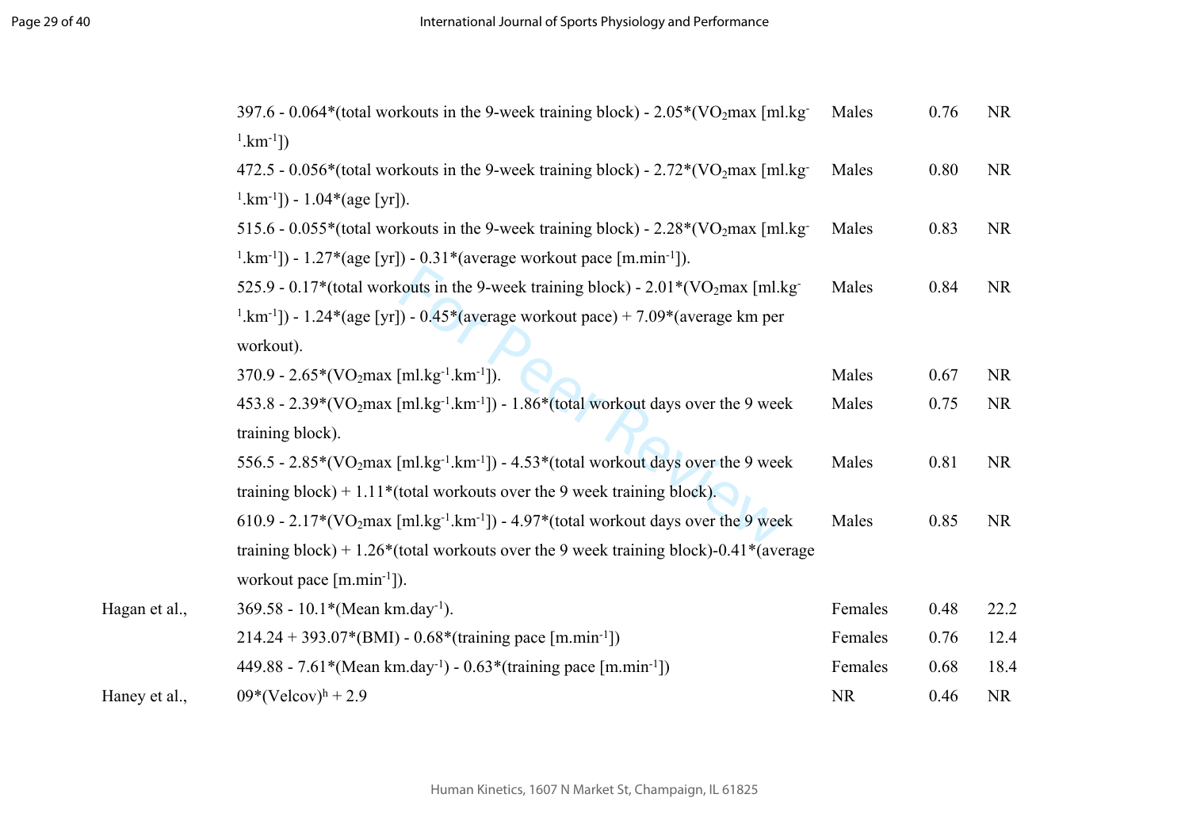| | | | | |
|---|---|---|---|---|
| | 397.6 - 0.064*(total workouts in the 9-week training block) - 2.05*($VO_2$max [ml.kg$^{-1}$.km$^{-1}$]) | Males | 0.76 | NR |
| | 472.5 - 0.056*(total workouts in the 9-week training block) - 2.72*($VO_2$max [ml.kg$^{-1}$.km$^{-1}$]) - 1.04*(age [yr]). | Males | 0.80 | NR |
| | 515.6 - 0.055*(total workouts in the 9-week training block) - 2.28*($VO_2$max [ml.kg$^{-1}$.km$^{-1}$]) - 1.27*(age [yr]) - 0.31*(average workout pace [m.min$^{-1}$]). | Males | 0.83 | NR |
| | 525.9 - 0.17*(total workouts in the 9-week training block) - 2.01*($VO_2$max [ml.kg$^{-1}$.km$^{-1}$]) - 1.24*(age [yr]) - 0.45*(average workout pace) + 7.09*(average km per workout). | Males | 0.84 | NR |
| | 370.9 - 2.65*($VO_2$max [ml.kg$^{-1}$.km$^{-1}$]). | Males | 0.67 | NR |
| | 453.8 - 2.39*($VO_2$max [ml.kg$^{-1}$.km$^{-1}$]) - 1.86*(total workout days over the 9 week training block). | Males | 0.75 | NR |
| | 556.5 - 2.85*($VO_2$max [ml.kg$^{-1}$.km$^{-1}$]) - 4.53*(total workout days over the 9 week training block) + 1.11*(total workouts over the 9 week training block). | Males | 0.81 | NR |
| | 610.9 - 2.17*($VO_2$max [ml.kg$^{-1}$.km$^{-1}$]) - 4.97*(total workout days over the 9 week training block) + 1.26*(total workouts over the 9 week training block)-0.41*(average workout pace [m.min$^{-1}$]). | Males | 0.85 | NR |
| Hagan et al., | 369.58 - 10.1*(Mean km.day$^{-1}$). | Females | 0.48 | 22.2 |
| | 214.24 + 393.07*(BMI) - 0.68*(training pace [m.min$^{-1}$]) | Females | 0.76 | 12.4 |
| | 449.88 - 7.61*(Mean km.day$^{-1}$) - 0.63*(training pace [m.min$^{-1}$]) | Females | 0.68 | 18.4 |
| Haney et al., | 09*(Velcov)$^{h}$ + 2.9 | NR | 0.46 | NR |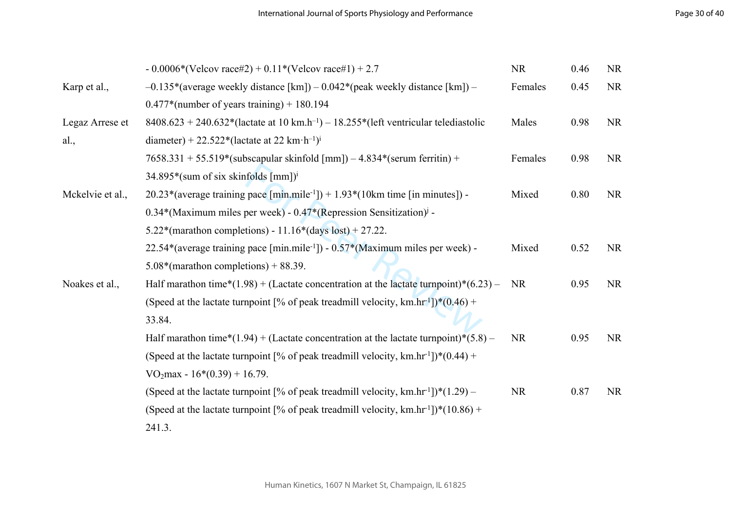| | | | | |
|---|---|---|---|---|
| | - 0.0006*(Velcov race#2) + 0.11*(Velcov race#1) + 2.7 | NR | 0.46 | NR |
| Karp et al., | –0.135*(average weekly distance [km]) – 0.042*(peak weekly distance [km]) – 0.477*(number of years training) + 180.194 | Females | 0.45 | NR |
| Legaz Arrese et al., | 8408.623 + 240.632*(lactate at 10 km.h$^{-1}$) – 18.255*(left ventricular telediastolic diameter) + 22.522*(lactate at 22 km·h$^{-1}$)[i] | Males | 0.98 | NR |
| | 7658.331 + 55.519*(subscapular skinfold [mm]) – 4.834*(serum ferritin) + 34.895*(sum of six skinfolds [mm])[i] | Females | 0.98 | NR |
| Mckelvie et al., | 20.23*(average training pace [min.mile$^{-1}$]) + 1.93*(10km time [in minutes]) - 0.34*(Maximum miles per week) - 0.47*(Repression Sensitization)[j] - 5.22*(marathon completions) - 11.16*(days lost) + 27.22. | Mixed | 0.80 | NR |
| | 22.54*(average training pace [min.mile$^{-1}$]) - 0.57*(Maximum miles per week) - 5.08*(marathon completions) + 88.39. | Mixed | 0.52 | NR |
| Noakes et al., | Half marathon time*(1.98) + (Lactate concentration at the lactate turnpoint)*(6.23) – (Speed at the lactate turnpoint [% of peak treadmill velocity, km.hr$^{-1}$])*(0.46) + 33.84. | NR | 0.95 | NR |
| | Half marathon time*(1.94) + (Lactate concentration at the lactate turnpoint)*(5.8) – (Speed at the lactate turnpoint [% of peak treadmill velocity, km.hr$^{-1}$])*(0.44) + $VO_2$max - 16*(0.39) + 16.79. | NR | 0.95 | NR |
| | (Speed at the lactate turnpoint [% of peak treadmill velocity, km.hr$^{-1}$])*(1.29) – (Speed at the lactate turnpoint [% of peak treadmill velocity, km.hr$^{-1}$])*(10.86) + 241.3. | NR | 0.87 | NR |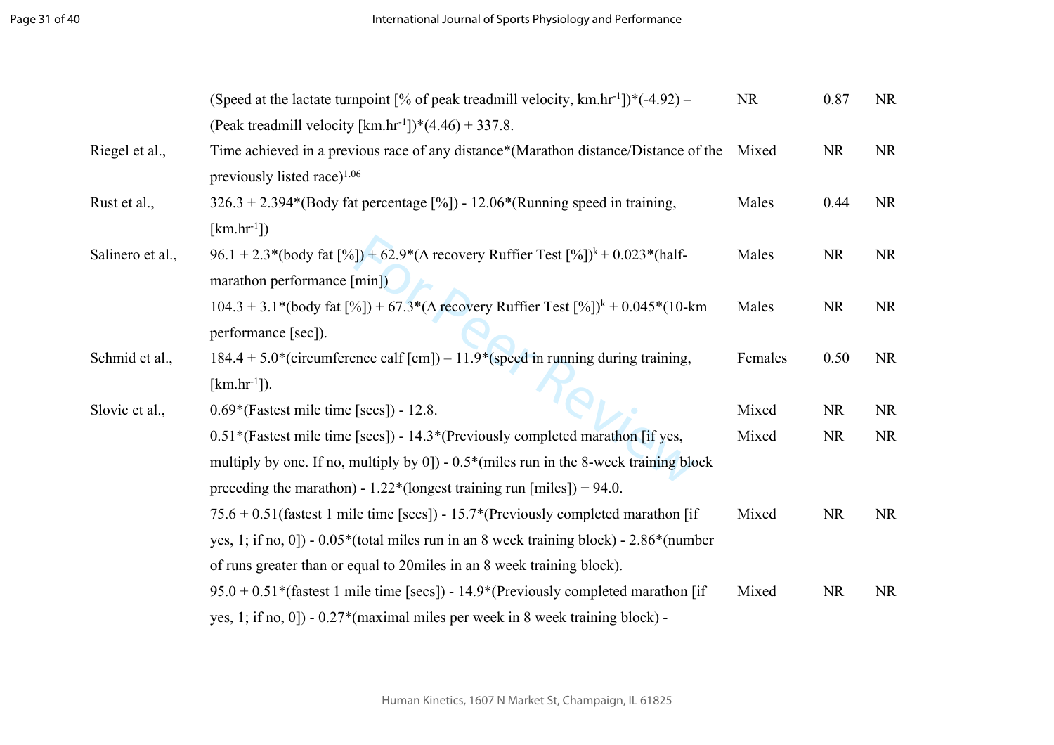| | | | | |
|---|---|---|---|---|
| | (Speed at the lactate turnpoint [% of peak treadmill velocity, km.hr$^{-1}$])*(-4.92) – (Peak treadmill velocity [km.hr$^{-1}$])*(4.46) + 337.8. | NR | 0.87 | NR |
| Riegel et al., | Time achieved in a previous race of any distance*(Marathon distance/Distance of the previously listed race)$^{1.06}$ | Mixed | NR | NR |
| Rust et al., | 326.3 + 2.394*(Body fat percentage [%]) - 12.06*(Running speed in training, [km.hr$^{-1}$]) | Males | 0.44 | NR |
| Salinero et al., | 96.1 + 2.3*(body fat [%]) + 62.9*(Δ recovery Ruffier Test [%])$^{k}$ + 0.023*(half-marathon performance [min]) | Males | NR | NR |
| | 104.3 + 3.1*(body fat [%]) + 67.3*(Δ recovery Ruffier Test [%])$^{k}$ + 0.045*(10-km performance [sec]). | Males | NR | NR |
| Schmid et al., | 184.4 + 5.0*(circumference calf [cm]) – 11.9*(speed in running during training, [km.hr$^{-1}$]). | Females | 0.50 | NR |
| Slovic et al., | 0.69*(Fastest mile time [secs]) - 12.8. | Mixed | NR | NR |
| | 0.51*(Fastest mile time [secs]) - 14.3*(Previously completed marathon [if yes, multiply by one. If no, multiply by 0]) - 0.5*(miles run in the 8-week training block preceding the marathon) - 1.22*(longest training run [miles]) + 94.0. | Mixed | NR | NR |
| | 75.6 + 0.51(fastest 1 mile time [secs]) - 15.7*(Previously completed marathon [if yes, 1; if no, 0]) - 0.05*(total miles run in an 8 week training block) - 2.86*(number of runs greater than or equal to 20miles in an 8 week training block). | Mixed | NR | NR |
| | 95.0 + 0.51*(fastest 1 mile time [secs]) - 14.9*(Previously completed marathon [if yes, 1; if no, 0]) - 0.27*(maximal miles per week in 8 week training block) - | Mixed | NR | NR |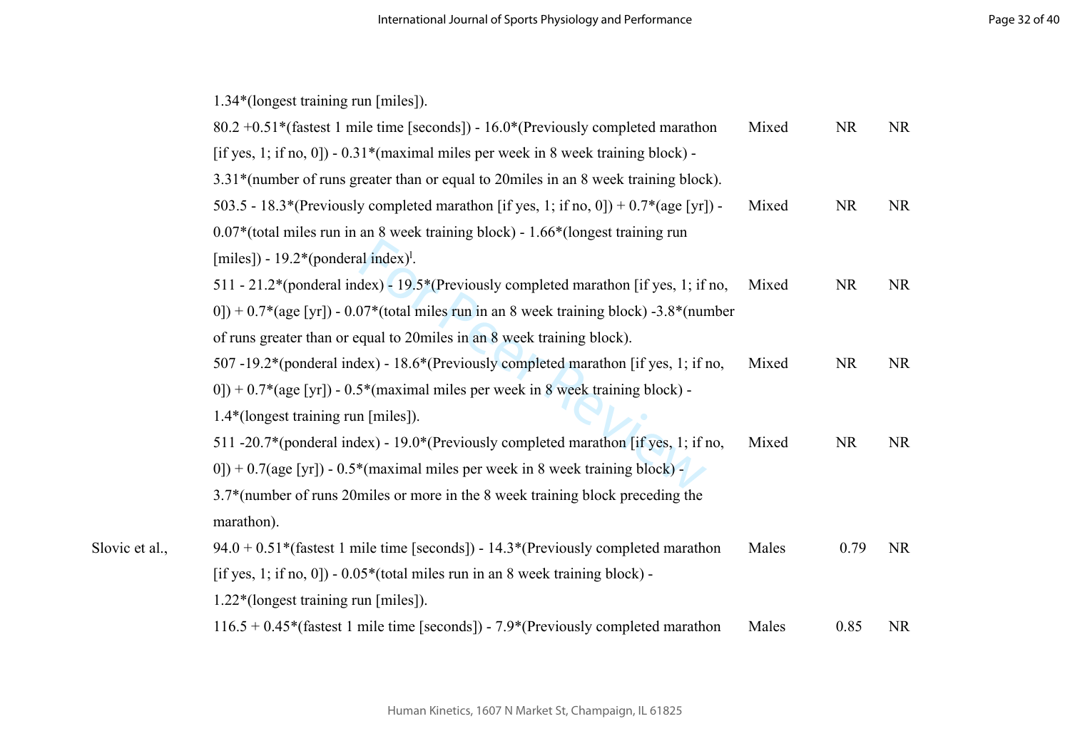| | | | | |
|---|---|---|---|---|
| | 1.34*(longest training run [miles]). | | | |
| | 80.2 +0.51*(fastest 1 mile time [seconds]) - 16.0*(Previously completed marathon [if yes, 1; if no, 0]) - 0.31*(maximal miles per week in 8 week training block) - 3.31*(number of runs greater than or equal to 20miles in an 8 week training block). | Mixed | NR | NR |
| | 503.5 - 18.3*(Previously completed marathon [if yes, 1; if no, 0]) + 0.7*(age [yr]) - 0.07*(total miles run in an 8 week training block) - 1.66*(longest training run [miles]) - 19.2*(ponderal index)[l]. | Mixed | NR | NR |
| | 511 - 21.2*(ponderal index) - 19.5*(Previously completed marathon [if yes, 1; if no, 0]) + 0.7*(age [yr]) - 0.07*(total miles run in an 8 week training block) -3.8*(number of runs greater than or equal to 20miles in an 8 week training block). | Mixed | NR | NR |
| | 507 -19.2*(ponderal index) - 18.6*(Previously completed marathon [if yes, 1; if no, 0]) + 0.7*(age [yr]) - 0.5*(maximal miles per week in 8 week training block) - 1.4*(longest training run [miles]). | Mixed | NR | NR |
| | 511 -20.7*(ponderal index) - 19.0*(Previously completed marathon [if yes, 1; if no, 0]) + 0.7(age [yr]) - 0.5*(maximal miles per week in 8 week training block) - 3.7*(number of runs 20miles or more in the 8 week training block preceding the marathon). | Mixed | NR | NR |
| Slovic et al., | 94.0 + 0.51*(fastest 1 mile time [seconds]) - 14.3*(Previously completed marathon [if yes, 1; if no, 0]) - 0.05*(total miles run in an 8 week training block) - 1.22*(longest training run [miles]). | Males | 0.79 | NR |
| | 116.5 + 0.45*(fastest 1 mile time [seconds]) - 7.9*(Previously completed marathon | Males | 0.85 | NR |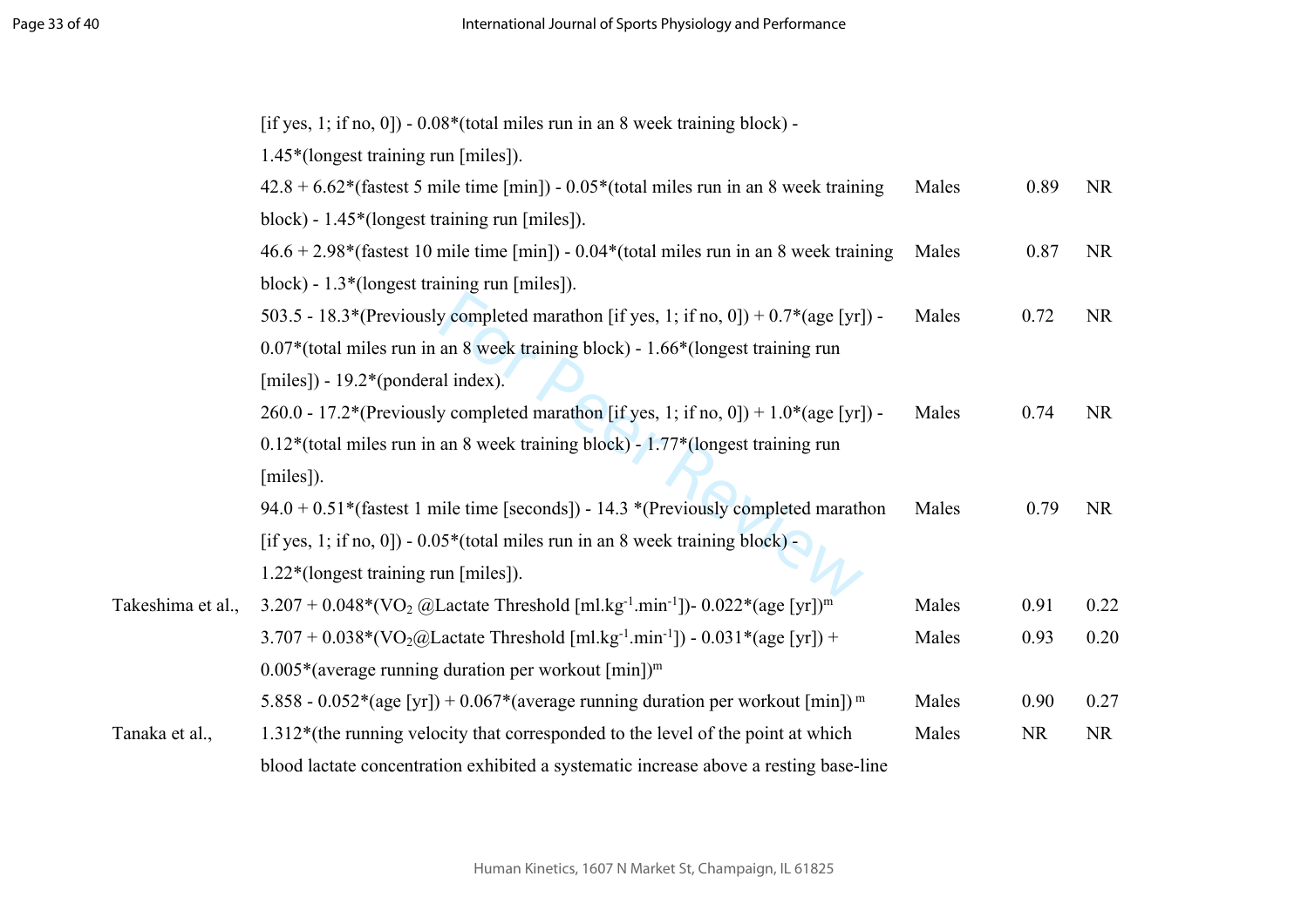| | | | | |
|---|---|---|---|---|
| | [if yes, 1; if no, 0]) - 0.08*(total miles run in an 8 week training block) - 1.45*(longest training run [miles]). | | | |
| | 42.8 + 6.62*(fastest 5 mile time [min]) - 0.05*(total miles run in an 8 week training block) - 1.45*(longest training run [miles]). | Males | 0.89 | NR |
| | 46.6 + 2.98*(fastest 10 mile time [min]) - 0.04*(total miles run in an 8 week training block) - 1.3*(longest training run [miles]). | Males | 0.87 | NR |
| | 503.5 - 18.3*(Previously completed marathon [if yes, 1; if no, 0]) + 0.7*(age [yr]) - 0.07*(total miles run in an 8 week training block) - 1.66*(longest training run [miles]) - 19.2*(ponderal index). | Males | 0.72 | NR |
| | 260.0 - 17.2*(Previously completed marathon [if yes, 1; if no, 0]) + 1.0*(age [yr]) - 0.12*(total miles run in an 8 week training block) - 1.77*(longest training run [miles]). | Males | 0.74 | NR |
| | 94.0 + 0.51*(fastest 1 mile time [seconds]) - 14.3 *(Previously completed marathon [if yes, 1; if no, 0]) - 0.05*(total miles run in an 8 week training block) - 1.22*(longest training run [miles]). | Males | 0.79 | NR |
| Takeshima et al., | 3.207 + 0.048*($VO_2$ @Lactate Threshold [$ml.kg^{-1}.min^{-1}$])- 0.022*(age [yr])[m] | Males | 0.91 | 0.22 |
| | 3.707 + 0.038*($VO_2$@Lactate Threshold [$ml.kg^{-1}.min^{-1}$]) - 0.031*(age [yr]) + 0.005*(average running duration per workout [min])[m] | Males | 0.93 | 0.20 |
| | 5.858 - 0.052*(age [yr]) + 0.067*(average running duration per workout [min])[m] | Males | 0.90 | 0.27 |
| Tanaka et al., | 1.312*(the running velocity that corresponded to the level of the point at which blood lactate concentration exhibited a systematic increase above a resting base-line | Males | NR | NR |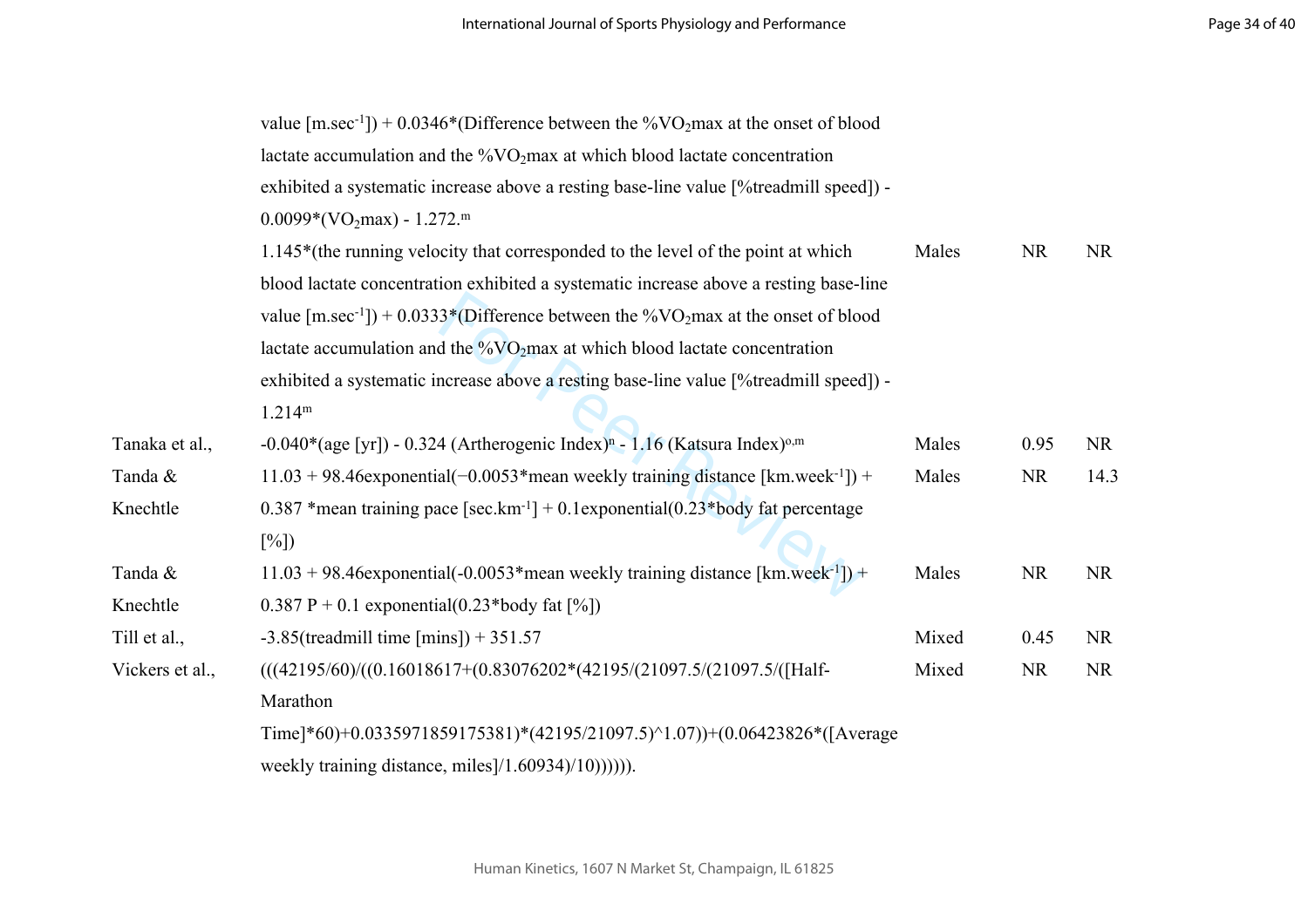| | | | | |
|---|---|---|---|---|
| | value [m.sec$^{-1}$]) + 0.0346*(Difference between the %$VO_2$max at the onset of blood lactate accumulation and the %$VO_2$max at which blood lactate concentration exhibited a systematic increase above a resting base-line value [%treadmill speed]) - 0.0099*($VO_2$max) - 1.272.[m] | | | |
| | 1.145*(the running velocity that corresponded to the level of the point at which blood lactate concentration exhibited a systematic increase above a resting base-line value [m.sec$^{-1}$]) + 0.0333*(Difference between the %$VO_2$max at the onset of blood lactate accumulation and the %$VO_2$max at which blood lactate concentration exhibited a systematic increase above a resting base-line value [%treadmill speed]) - 1.214[m] | Males | NR | NR |
| Tanaka et al., | -0.040*(age [yr]) - 0.324 (Artherogenic Index)[n] - 1.16 (Katsura Index)[o,m] | Males | 0.95 | NR |
| Tanda & Knechtle | 11.03 + 98.46exponential(−0.0053*mean weekly training distance [km.week$^{-1}$]) + 0.387 *mean training pace [sec.km$^{-1}$] + 0.1exponential(0.23*body fat percentage [%]) | Males | NR | 14.3 |
| Tanda & Knechtle | 11.03 + 98.46exponential(-0.0053*mean weekly training distance [km.week$^{-1}$]) + 0.387 P + 0.1 exponential(0.23*body fat [%]) | Males | NR | NR |
| Till et al., | -3.85(treadmill time [mins]) + 351.57 | Mixed | 0.45 | NR |
| Vickers et al., | (((42195/60)/((0.16018617+(0.83076202*(42195/(21097.5/(21097.5/([Half-Marathon Time]*60)+0.0335971859175381)*(42195/21097.5)^1.07))+(0.06423826*([Average weekly training distance, miles]/1.60934)/10)))))). | Mixed | NR | NR |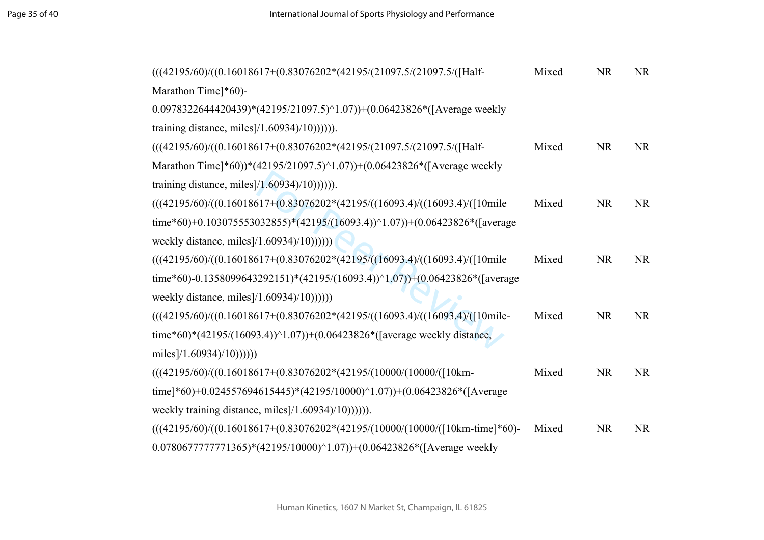| | | | |
|---|---|---|---|
| (((42195/60)/((0.16018617+(0.83076202*(42195/(21097.5/(21097.5/([Half-Marathon Time]*60)-0.0978322644420439)*(42195/21097.5)^1.07))+(0.06423826*([Average weekly training distance, miles]/1.60934)/10)))))). | Mixed | NR | NR |
| (((42195/60)/((0.16018617+(0.83076202*(42195/(21097.5/(21097.5/([Half-Marathon Time]*60))*(42195/21097.5)^1.07))+(0.06423826*([Average weekly training distance, miles]/1.60934)/10)))))). | Mixed | NR | NR |
| (((42195/60)/((0.16018617+(0.83076202*(42195/((16093.4)/((16093.4)/([10mile time*60)+0.103075553032855)*(42195/(16093.4))^1.07))+(0.06423826*([average weekly distance, miles]/1.60934)/10)))))) | Mixed | NR | NR |
| (((42195/60)/((0.16018617+(0.83076202*(42195/((16093.4)/((16093.4)/([10mile time*60)-0.1358099643292151)*(42195/(16093.4))^1.07))+(0.06423826*([average weekly distance, miles]/1.60934)/10)))))) | Mixed | NR | NR |
| (((42195/60)/((0.16018617+(0.83076202*(42195/((16093.4)/((16093.4)/([10mile-time*60)*(42195/(16093.4))^1.07))+(0.06423826*([average weekly distance, miles]/1.60934)/10)))))) | Mixed | NR | NR |
| (((42195/60)/((0.16018617+(0.83076202*(42195/(10000/(10000/([10km-time]*60)+0.024557694615445)*(42195/10000)^1.07))+(0.06423826*([Average weekly training distance, miles]/1.60934)/10)))))). | Mixed | NR | NR |
| (((42195/60)/((0.16018617+(0.83076202*(42195/(10000/(10000/([10km-time]*60)-0.0780677777771365)*(42195/10000)^1.07))+(0.06423826*([Average weekly | Mixed | NR | NR |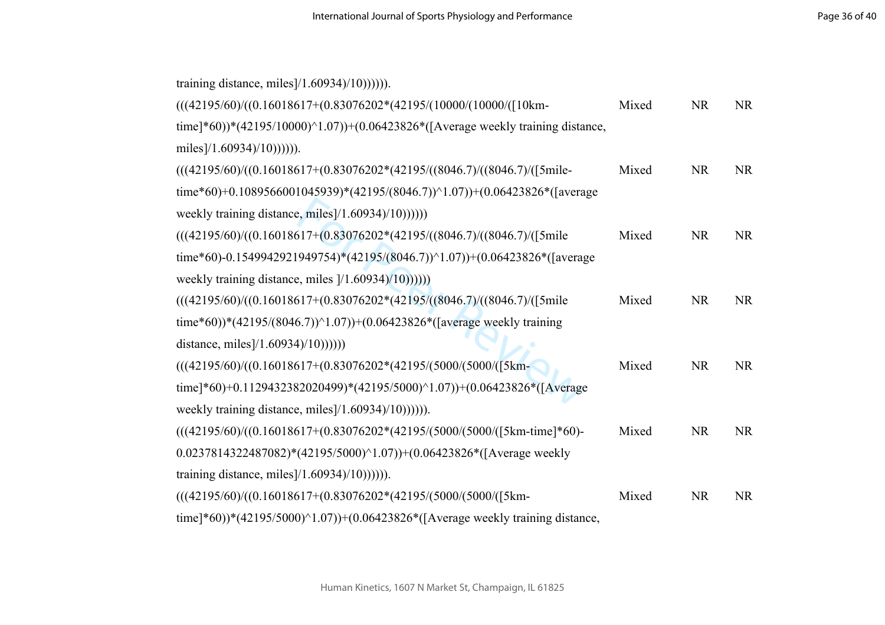training distance, miles]/1.60934)/10)))))).

| | | | |
|---|---|---|---|
| (((42195/60)/((0.16018617+(0.83076202*(42195/(10000/(10000/([10km-time]*60))*(42195/10000)^1.07))+(0.06423826*([Average weekly training distance, miles]/1.60934)/10)))))). | Mixed | NR | NR |
| (((42195/60)/((0.16018617+(0.83076202*(42195/((8046.7)/((8046.7)/([5mile-time*60)+0.1089566001045939)*(42195/(8046.7))^1.07))+(0.06423826*([average weekly training distance, miles]/1.60934)/10)))))) | Mixed | NR | NR |
| (((42195/60)/((0.16018617+(0.83076202*(42195/((8046.7)/((8046.7)/([5mile time*60)-0.1549942921949754)*(42195/(8046.7))^1.07))+(0.06423826*([average weekly training distance, miles ]/1.60934)/10)))))) | Mixed | NR | NR |
| (((42195/60)/((0.16018617+(0.83076202*(42195/((8046.7)/((8046.7)/([5mile time*60))*(42195/(8046.7))^1.07))+(0.06423826*([average weekly training distance, miles]/1.60934)/10)))))) | Mixed | NR | NR |
| (((42195/60)/((0.16018617+(0.83076202*(42195/(5000/(5000/([5km-time]*60)+0.1129432382020499)*(42195/5000)^1.07))+(0.06423826*([Average weekly training distance, miles]/1.60934)/10)))))). | Mixed | NR | NR |
| (((42195/60)/((0.16018617+(0.83076202*(42195/(5000/(5000/([5km-time]*60)-0.0237814322487082)*(42195/5000)^1.07))+(0.06423826*([Average weekly training distance, miles]/1.60934)/10)))))). | Mixed | NR | NR |
| (((42195/60)/((0.16018617+(0.83076202*(42195/(5000/(5000/([5km-time]*60))*(42195/5000)^1.07))+(0.06423826*([Average weekly training distance, | Mixed | NR | NR |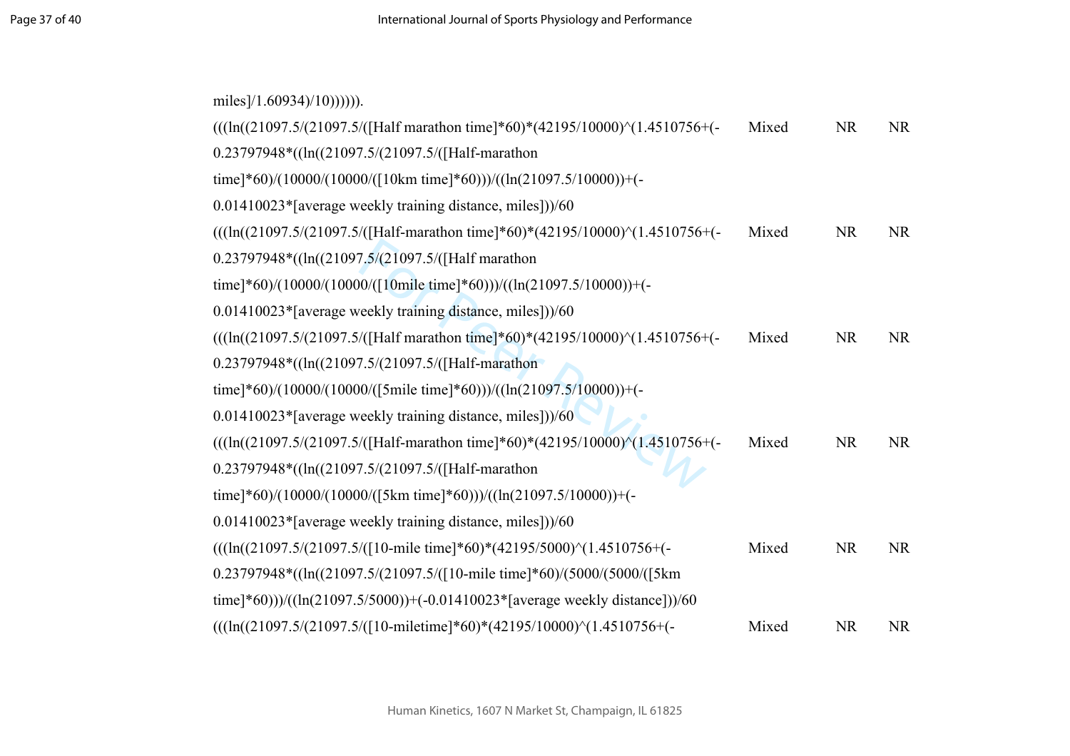| | | | |
|---|---|---|---|
| miles]/1.60934)/10)))))). | | | |
| (((ln((21097.5/(21097.5/([Half marathon time]*60)*(42195/10000)^(1.4510756+(-0.23797948*((ln((21097.5/(21097.5/([Half-marathon time]*60)/(10000/(10000/([10km time]*60)))/((ln(21097.5/10000))+(-0.01410023*[average weekly training distance, miles]))/60 | Mixed | NR | NR |
| (((ln((21097.5/(21097.5/([Half-marathon time]*60)*(42195/10000)^(1.4510756+(-0.23797948*((ln((21097.5/(21097.5/([Half marathon time]*60)/(10000/(10000/([10mile time]*60)))/((ln(21097.5/10000))+(-0.01410023*[average weekly training distance, miles]))/60 | Mixed | NR | NR |
| (((ln((21097.5/(21097.5/([Half marathon time]*60)*(42195/10000)^(1.4510756+(-0.23797948*((ln((21097.5/(21097.5/([Half-marathon time]*60)/(10000/(10000/([5mile time]*60)))/((ln(21097.5/10000))+(-0.01410023*[average weekly training distance, miles]))/60 | Mixed | NR | NR |
| (((ln((21097.5/(21097.5/([Half-marathon time]*60)*(42195/10000)^(1.4510756+(-0.23797948*((ln((21097.5/(21097.5/([Half-marathon time]*60)/(10000/(10000/([5km time]*60)))/((ln(21097.5/10000))+(-0.01410023*[average weekly training distance, miles]))/60 | Mixed | NR | NR |
| (((ln((21097.5/(21097.5/([10-mile time]*60)*(42195/5000)^(1.4510756+(-0.23797948*((ln((21097.5/(21097.5/([10-mile time]*60)/(5000/(5000/([5km time]*60)))/((ln(21097.5/5000))+(-0.01410023*[average weekly distance]))/60 | Mixed | NR | NR |
| (((ln((21097.5/(21097.5/([10-miletime]*60)*(42195/10000)^(1.4510756+(- | Mixed | NR | NR |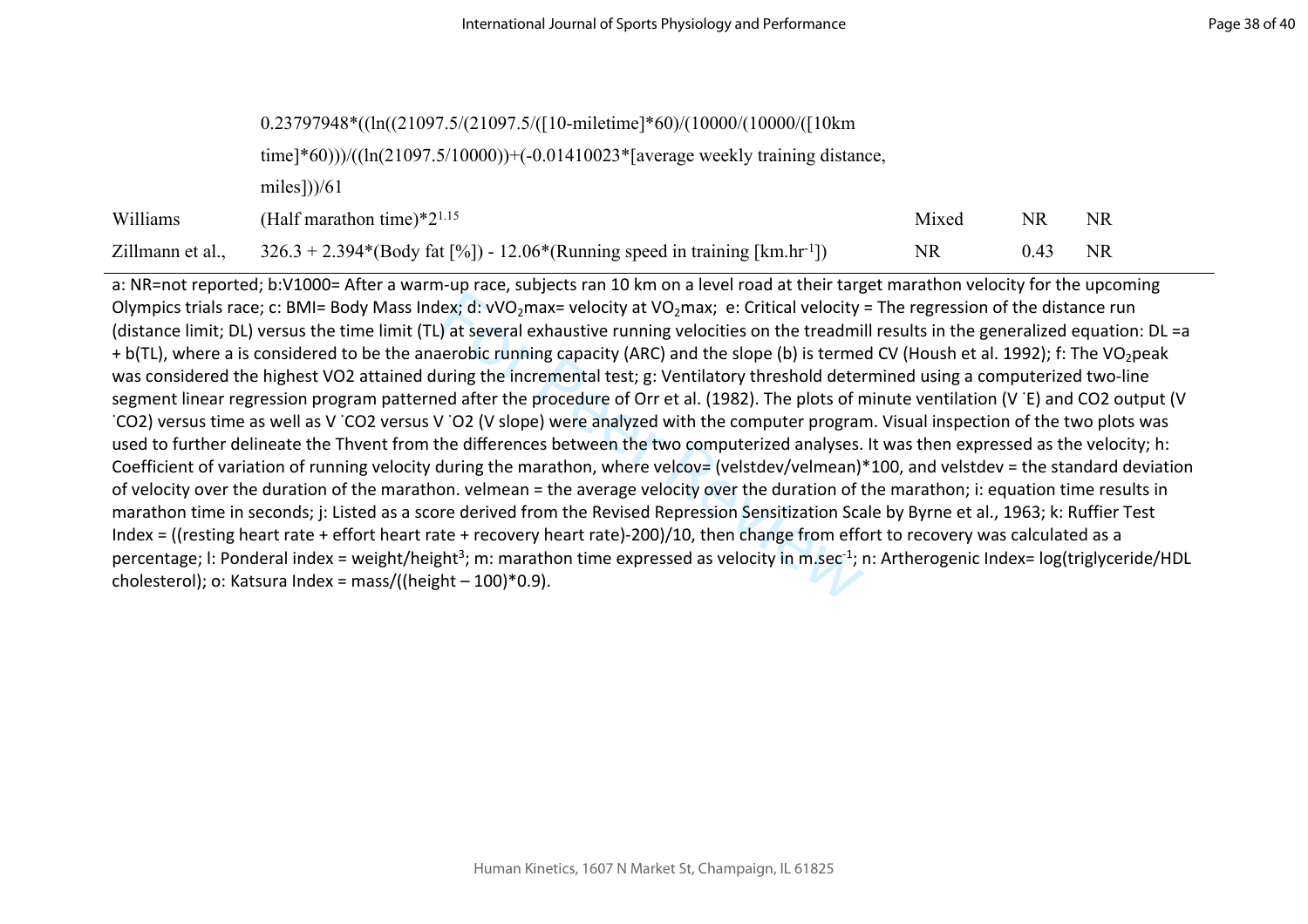| | | | | |
|---|---|---|---|---|
| | 0.23797948*((ln((21097.5/(21097.5/([10-miletime]*60)/(10000/(10000/([10km time]*60)))/((ln(21097.5/10000))+(-0.01410023*[average weekly training distance, miles]))/61 | | | |
| Williams | (Half marathon time)*$2^{1.15}$ | Mixed | NR | NR |
| Zillmann et al., | 326.3 + 2.394*(Body fat [%]) - 12.06*(Running speed in training [$km.hr^{-1}$]) | NR | 0.43 | NR |

a: NR=not reported; b:V1000= After a warm-up race, subjects ran 10 km on a level road at their target marathon velocity for the upcoming Olympics trials race; c: BMI= Body Mass Index; d: $vVO_2max$= velocity at $VO_2max$; e: Critical velocity = The regression of the distance run (distance limit; DL) versus the time limit (TL) at several exhaustive running velocities on the treadmill results in the generalized equation: DL =a + b(TL), where a is considered to be the anaerobic running capacity (ARC) and the slope (b) is termed CV (Housh et al. 1992); f: The $VO_2$peak was considered the highest VO2 attained during the incremental test; g: Ventilatory threshold determined using a computerized two-line segment linear regression program patterned after the procedure of Orr et al. (1982). The plots of minute ventilation ($\dot{V}E$) and CO2 output ($\dot{V}CO2$) versus time as well as $\dot{V}CO2$ versus $\dot{V}O2$ (V slope) were analyzed with the computer program. Visual inspection of the two plots was used to further delineate the Thvent from the differences between the two computerized analyses. It was then expressed as the velocity; h: Coefficient of variation of running velocity during the marathon, where velcov= (velstdev/velmean)*100, and velstdev = the standard deviation of velocity over the duration of the marathon. velmean = the average velocity over the duration of the marathon; i: equation time results in marathon time in seconds; j: Listed as a score derived from the Revised Repression Sensitization Scale by Byrne et al., 1963; k: Ruffier Test Index = ((resting heart rate + effort heart rate + recovery heart rate)-200)/10, then change from effort to recovery was calculated as a percentage; l: Ponderal index = weight/height$^3$; m: marathon time expressed as velocity in $m.sec^{-1}$; n: Artherogenic Index= log(triglyceride/HDL cholesterol); o: Katsura Index = mass/((height – 100)*0.9).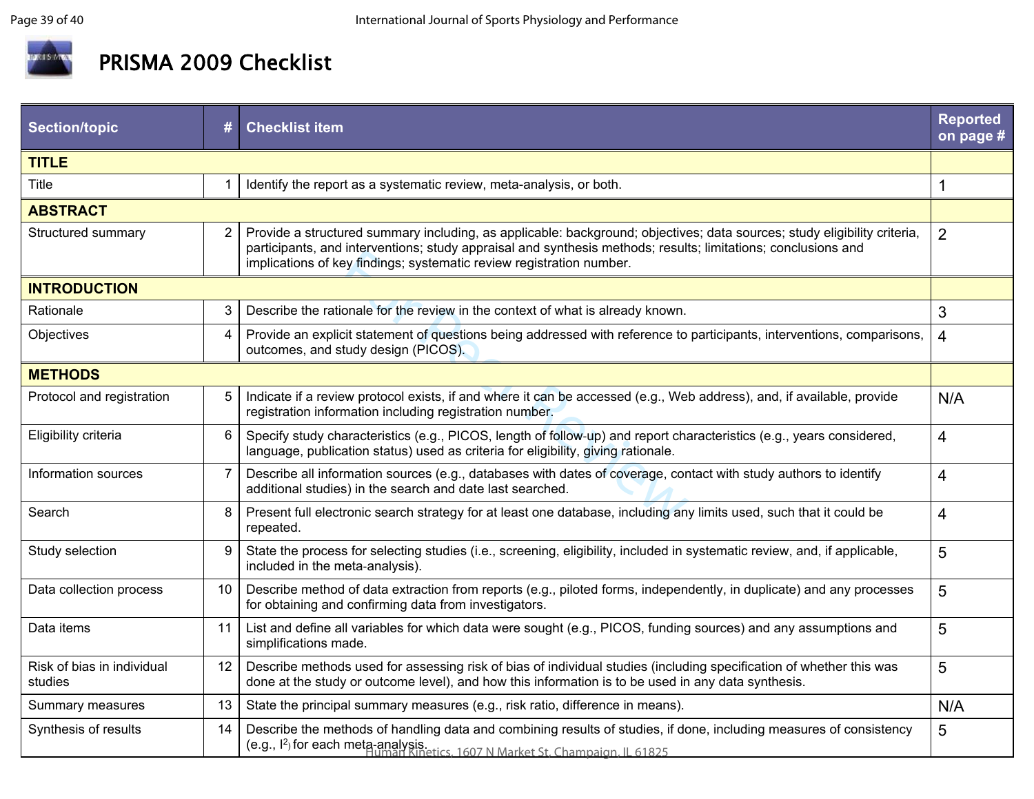# PRISMA 2009 Checklist

| Section/topic | # | Checklist item | Reported on page # |
|---|---|---|---|
| **TITLE** | | | |
| Title | 1 | Identify the report as a systematic review, meta-analysis, or both. | 1 |
| **ABSTRACT** | | | |
| Structured summary | 2 | Provide a structured summary including, as applicable: background; objectives; data sources; study eligibility criteria, participants, and interventions; study appraisal and synthesis methods; results; limitations; conclusions and implications of key findings; systematic review registration number. | 2 |
| **INTRODUCTION** | | | |
| Rationale | 3 | Describe the rationale for the review in the context of what is already known. | 3 |
| Objectives | 4 | Provide an explicit statement of questions being addressed with reference to participants, interventions, comparisons, outcomes, and study design (PICOS). | 4 |
| **METHODS** | | | |
| Protocol and registration | 5 | Indicate if a review protocol exists, if and where it can be accessed (e.g., Web address), and, if available, provide registration information including registration number. | N/A |
| Eligibility criteria | 6 | Specify study characteristics (e.g., PICOS, length of follow-up) and report characteristics (e.g., years considered, language, publication status) used as criteria for eligibility, giving rationale. | 4 |
| Information sources | 7 | Describe all information sources (e.g., databases with dates of coverage, contact with study authors to identify additional studies) in the search and date last searched. | 4 |
| Search | 8 | Present full electronic search strategy for at least one database, including any limits used, such that it could be repeated. | 4 |
| Study selection | 9 | State the process for selecting studies (i.e., screening, eligibility, included in systematic review, and, if applicable, included in the meta-analysis). | 5 |
| Data collection process | 10 | Describe method of data extraction from reports (e.g., piloted forms, independently, in duplicate) and any processes for obtaining and confirming data from investigators. | 5 |
| Data items | 11 | List and define all variables for which data were sought (e.g., PICOS, funding sources) and any assumptions and simplifications made. | 5 |
| Risk of bias in individual studies | 12 | Describe methods used for assessing risk of bias of individual studies (including specification of whether this was done at the study or outcome level), and how this information is to be used in any data synthesis. | 5 |
| Summary measures | 13 | State the principal summary measures (e.g., risk ratio, difference in means). | N/A |
| Synthesis of results | 14 | Describe the methods of handling data and combining results of studies, if done, including measures of consistency (e.g., $I^2$) for each meta-analysis. | 5 |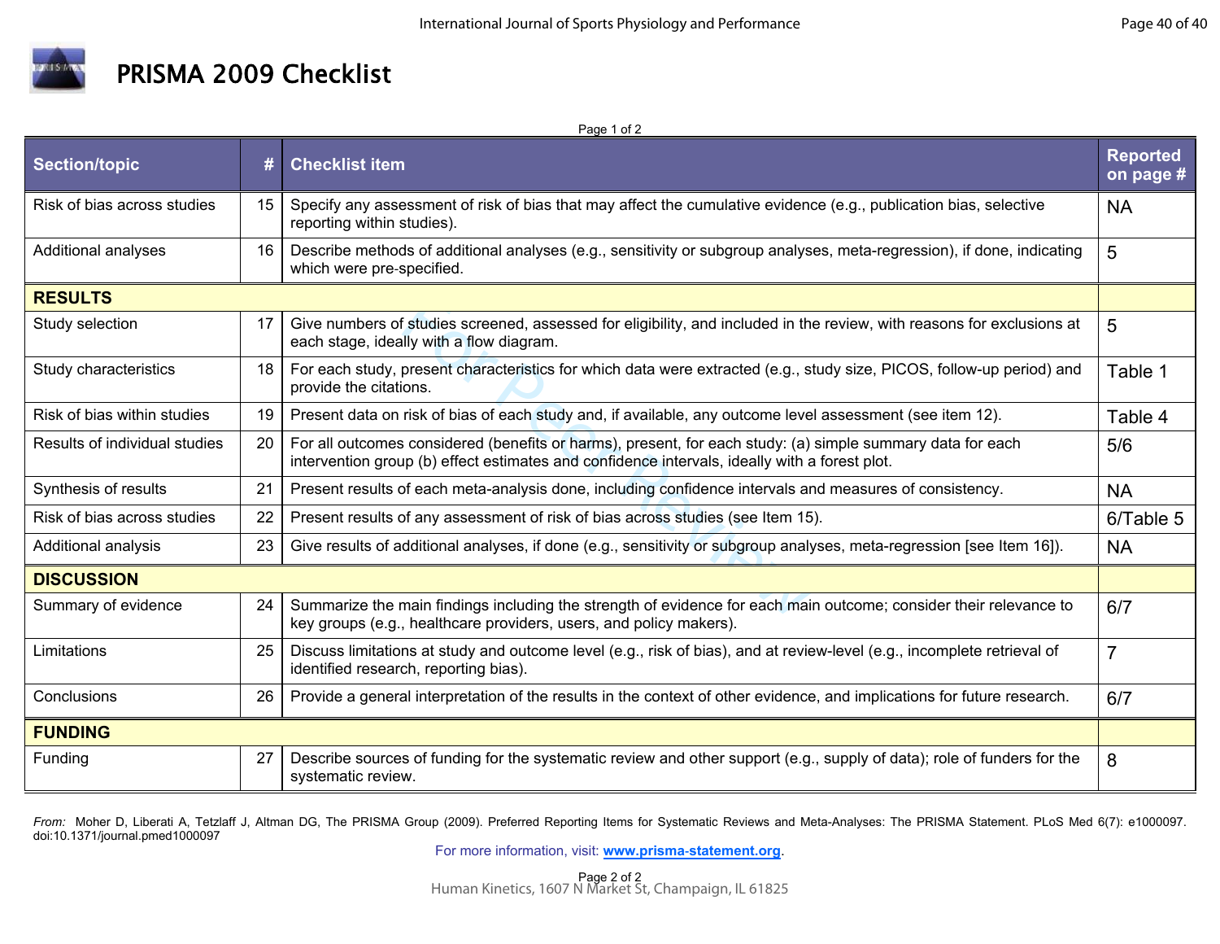# PRISMA 2009 Checklist

Page 1 of 2

| Section/topic | # | Checklist item | Reported on page # |
|---|---|---|---|
| Risk of bias across studies | 15 | Specify any assessment of risk of bias that may affect the cumulative evidence (e.g., publication bias, selective reporting within studies). | NA |
| Additional analyses | 16 | Describe methods of additional analyses (e.g., sensitivity or subgroup analyses, meta-regression), if done, indicating which were pre-specified. | 5 |
| **RESULTS** | | | |
| Study selection | 17 | Give numbers of studies screened, assessed for eligibility, and included in the review, with reasons for exclusions at each stage, ideally with a flow diagram. | 5 |
| Study characteristics | 18 | For each study, present characteristics for which data were extracted (e.g., study size, PICOS, follow-up period) and provide the citations. | Table 1 |
| Risk of bias within studies | 19 | Present data on risk of bias of each study and, if available, any outcome level assessment (see item 12). | Table 4 |
| Results of individual studies | 20 | For all outcomes considered (benefits or harms), present, for each study: (a) simple summary data for each intervention group (b) effect estimates and confidence intervals, ideally with a forest plot. | 5/6 |
| Synthesis of results | 21 | Present results of each meta-analysis done, including confidence intervals and measures of consistency. | NA |
| Risk of bias across studies | 22 | Present results of any assessment of risk of bias across studies (see Item 15). | 6/Table 5 |
| Additional analysis | 23 | Give results of additional analyses, if done (e.g., sensitivity or subgroup analyses, meta-regression [see Item 16]). | NA |
| **DISCUSSION** | | | |
| Summary of evidence | 24 | Summarize the main findings including the strength of evidence for each main outcome; consider their relevance to key groups (e.g., healthcare providers, users, and policy makers). | 6/7 |
| Limitations | 25 | Discuss limitations at study and outcome level (e.g., risk of bias), and at review-level (e.g., incomplete retrieval of identified research, reporting bias). | 7 |
| Conclusions | 26 | Provide a general interpretation of the results in the context of other evidence, and implications for future research. | 6/7 |
| **FUNDING** | | | |
| Funding | 27 | Describe sources of funding for the systematic review and other support (e.g., supply of data); role of funders for the systematic review. | 8 |

*From:* Moher D, Liberati A, Tetzlaff J, Altman DG, The PRISMA Group (2009). Preferred Reporting Items for Systematic Reviews and Meta-Analyses: The PRISMA Statement. PLoS Med 6(7): e1000097. doi:10.1371/journal.pmed1000097

For more information, visit: **www.prisma-statement.org**.

Page 2 of 2